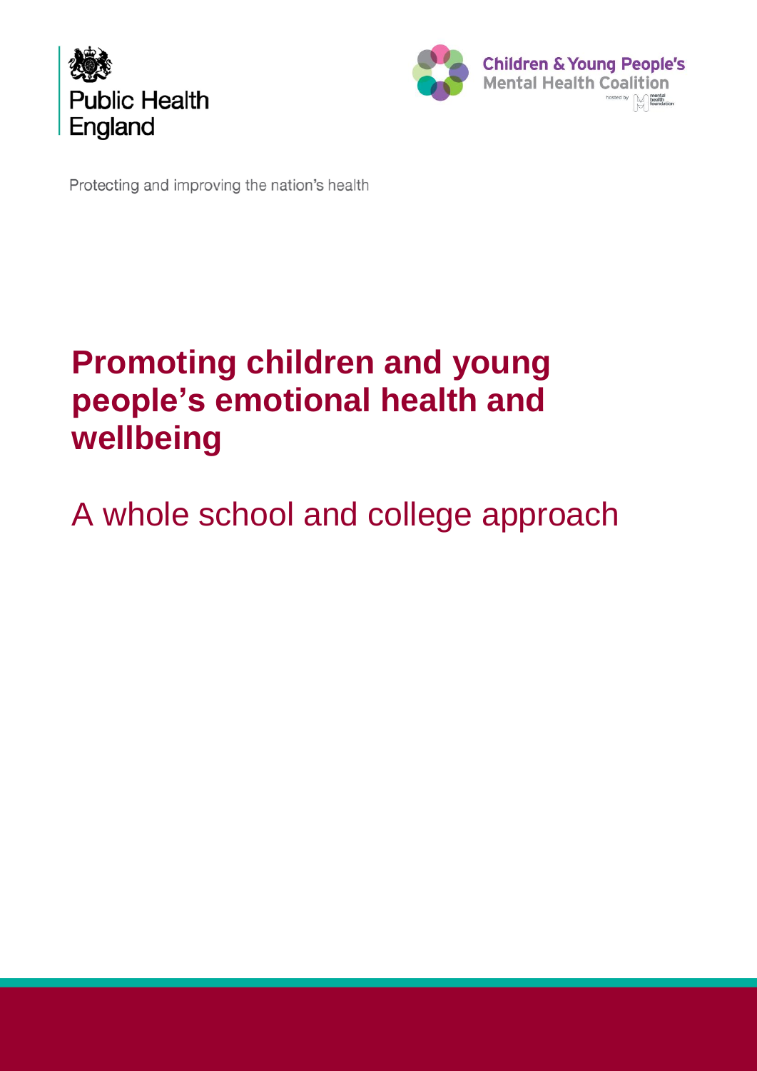Public Health England

Children & Young People's Mental Health Coalition

hosted by mental health foundation

Protecting and improving the nation's health

# Promoting children and young people's emotional health and wellbeing

## A whole school and college approach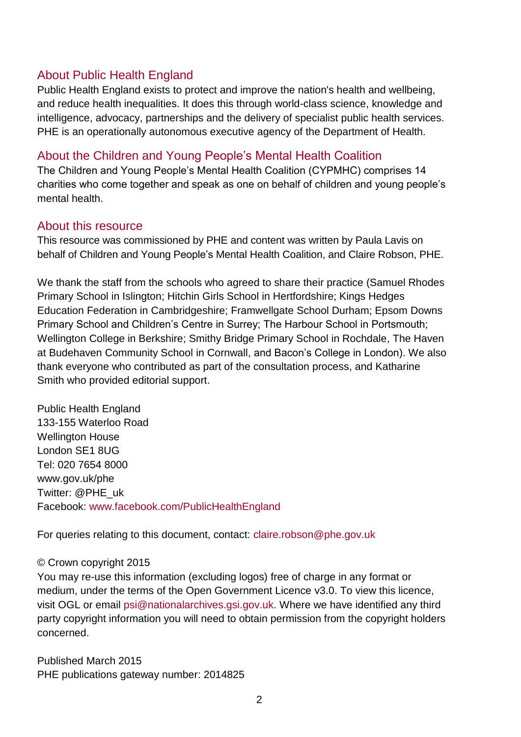## About Public Health England

Public Health England exists to protect and improve the nation's health and wellbeing, and reduce health inequalities. It does this through world-class science, knowledge and intelligence, advocacy, partnerships and the delivery of specialist public health services. PHE is an operationally autonomous executive agency of the Department of Health.

## About the Children and Young People's Mental Health Coalition

The Children and Young People's Mental Health Coalition (CYPMHC) comprises 14 charities who come together and speak as one on behalf of children and young people's mental health.

## About this resource

This resource was commissioned by PHE and content was written by Paula Lavis on behalf of Children and Young People's Mental Health Coalition, and Claire Robson, PHE.

We thank the staff from the schools who agreed to share their practice (Samuel Rhodes Primary School in Islington; Hitchin Girls School in Hertfordshire; Kings Hedges Education Federation in Cambridgeshire; Framwellgate School Durham; Epsom Downs Primary School and Children's Centre in Surrey; The Harbour School in Portsmouth; Wellington College in Berkshire; Smithy Bridge Primary School in Rochdale, The Haven at Budehaven Community School in Cornwall, and Bacon's College in London). We also thank everyone who contributed as part of the consultation process, and Katharine Smith who provided editorial support.

Public Health England
133-155 Waterloo Road
Wellington House
London SE1 8UG
Tel: 020 7654 8000
www.gov.uk/phe
Twitter: @PHE_uk
Facebook: www.facebook.com/PublicHealthEngland

For queries relating to this document, contact: claire.robson@phe.gov.uk

© Crown copyright 2015
You may re-use this information (excluding logos) free of charge in any format or medium, under the terms of the Open Government Licence v3.0. To view this licence, visit OGL or email psi@nationalarchives.gsi.gov.uk. Where we have identified any third party copyright information you will need to obtain permission from the copyright holders concerned.

Published March 2015
PHE publications gateway number: 2014825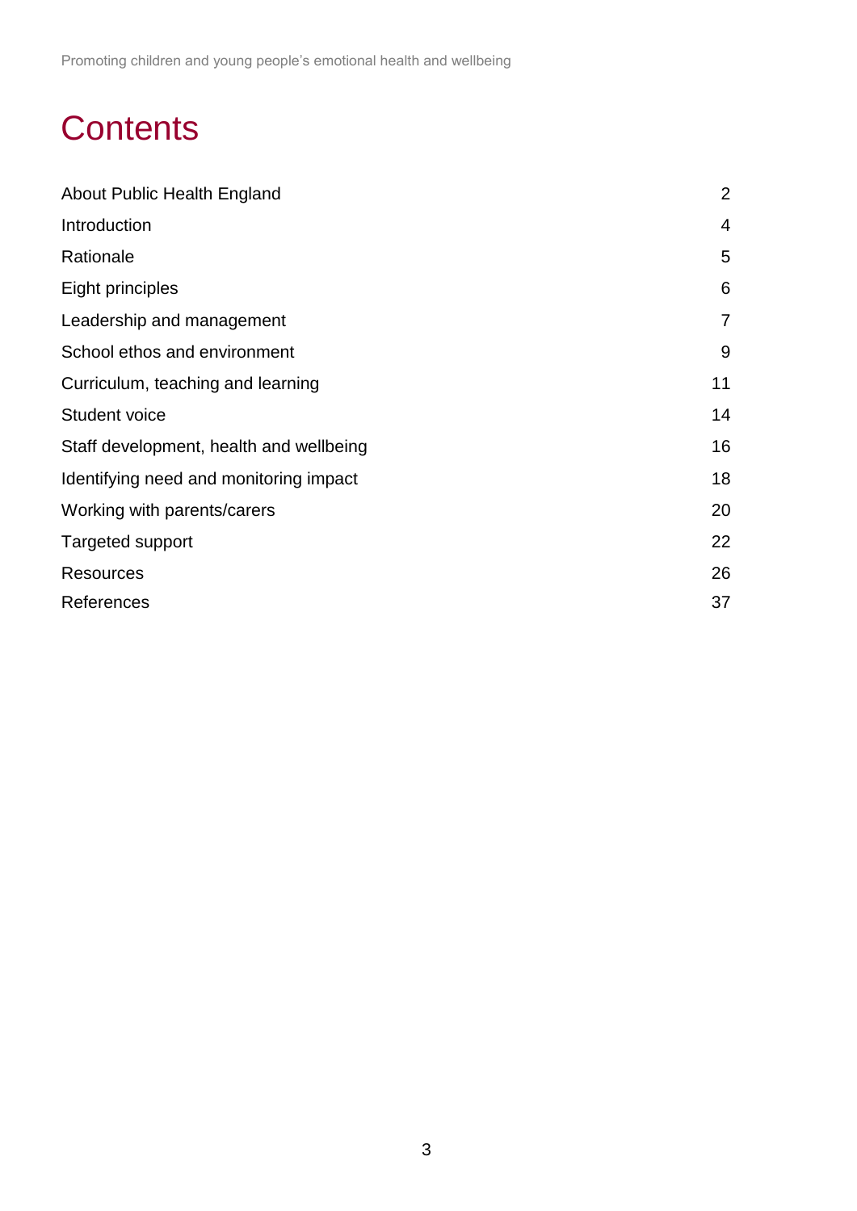# Contents

| | |
|---|---|
| About Public Health England | 2 |
| Introduction | 4 |
| Rationale | 5 |
| Eight principles | 6 |
| Leadership and management | 7 |
| School ethos and environment | 9 |
| Curriculum, teaching and learning | 11 |
| Student voice | 14 |
| Staff development, health and wellbeing | 16 |
| Identifying need and monitoring impact | 18 |
| Working with parents/carers | 20 |
| Targeted support | 22 |
| Resources | 26 |
| References | 37 |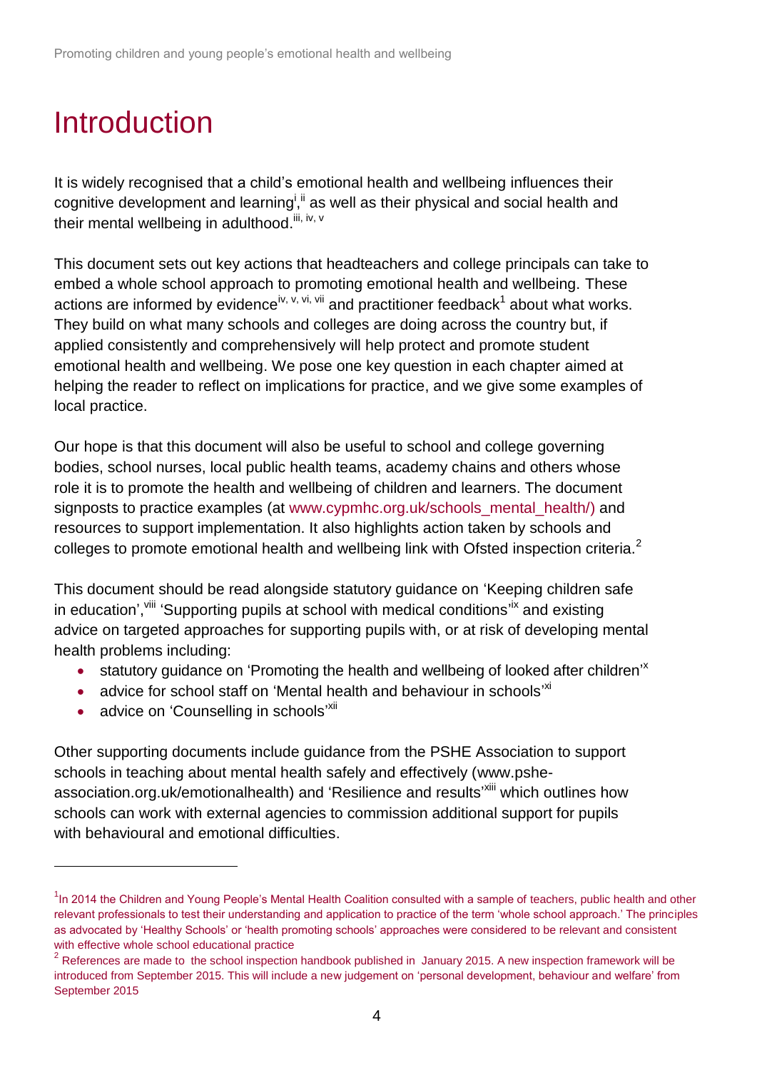# Introduction

It is widely recognised that a child's emotional health and wellbeing influences their cognitive development and learning[i],[ii] as well as their physical and social health and their mental wellbeing in adulthood.[iii, iv, v]

This document sets out key actions that headteachers and college principals can take to embed a whole school approach to promoting emotional health and wellbeing. These actions are informed by evidence[iv, v, vi, vii] and practitioner feedback[1] about what works. They build on what many schools and colleges are doing across the country but, if applied consistently and comprehensively will help protect and promote student emotional health and wellbeing. We pose one key question in each chapter aimed at helping the reader to reflect on implications for practice, and we give some examples of local practice.

Our hope is that this document will also be useful to school and college governing bodies, school nurses, local public health teams, academy chains and others whose role it is to promote the health and wellbeing of children and learners. The document signposts to practice examples (at www.cypmhc.org.uk/schools_mental_health/) and resources to support implementation. It also highlights action taken by schools and colleges to promote emotional health and wellbeing link with Ofsted inspection criteria.[2]

This document should be read alongside statutory guidance on 'Keeping children safe in education',[viii] 'Supporting pupils at school with medical conditions'[ix] and existing advice on targeted approaches for supporting pupils with, or at risk of developing mental health problems including:

- statutory guidance on 'Promoting the health and wellbeing of looked after children'[x]
- advice for school staff on 'Mental health and behaviour in schools'[xi]
- advice on 'Counselling in schools'[xii]

Other supporting documents include guidance from the PSHE Association to support schools in teaching about mental health safely and effectively (www.pshe-association.org.uk/emotionalhealth) and 'Resilience and results'[xiii] which outlines how schools can work with external agencies to commission additional support for pupils with behavioural and emotional difficulties.

---

[1] In 2014 the Children and Young People's Mental Health Coalition consulted with a sample of teachers, public health and other relevant professionals to test their understanding and application to practice of the term 'whole school approach.' The principles as advocated by 'Healthy Schools' or 'health promoting schools' approaches were considered to be relevant and consistent with effective whole school educational practice

[2] References are made to the school inspection handbook published in January 2015. A new inspection framework will be introduced from September 2015. This will include a new judgement on 'personal development, behaviour and welfare' from September 2015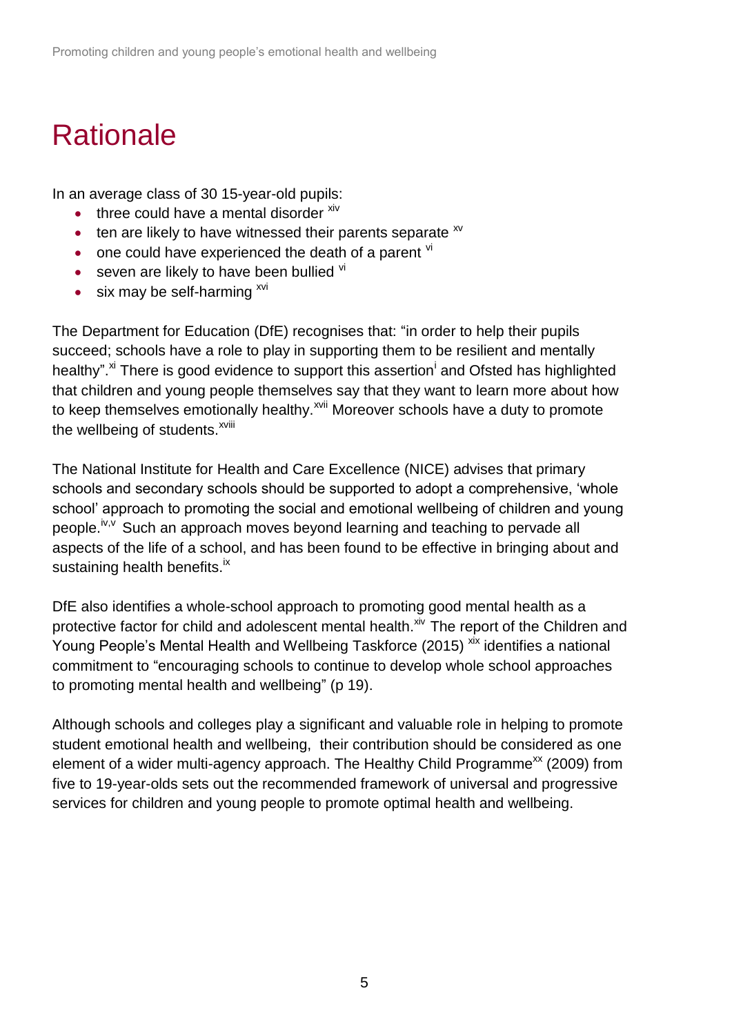# Rationale

In an average class of 30 15-year-old pupils:

- three could have a mental disorder [xiv]
- ten are likely to have witnessed their parents separate [xv]
- one could have experienced the death of a parent [vi]
- seven are likely to have been bullied [vi]
- six may be self-harming [xvi]

The Department for Education (DfE) recognises that: "in order to help their pupils succeed; schools have a role to play in supporting them to be resilient and mentally healthy".[xi] There is good evidence to support this assertion[i] and Ofsted has highlighted that children and young people themselves say that they want to learn more about how to keep themselves emotionally healthy.[xvii] Moreover schools have a duty to promote the wellbeing of students.[xviii]

The National Institute for Health and Care Excellence (NICE) advises that primary schools and secondary schools should be supported to adopt a comprehensive, 'whole school' approach to promoting the social and emotional wellbeing of children and young people.[iv,v] Such an approach moves beyond learning and teaching to pervade all aspects of the life of a school, and has been found to be effective in bringing about and sustaining health benefits.[ix]

DfE also identifies a whole-school approach to promoting good mental health as a protective factor for child and adolescent mental health.[xiv] The report of the Children and Young People's Mental Health and Wellbeing Taskforce (2015) [xix] identifies a national commitment to "encouraging schools to continue to develop whole school approaches to promoting mental health and wellbeing" (p 19).

Although schools and colleges play a significant and valuable role in helping to promote student emotional health and wellbeing, their contribution should be considered as one element of a wider multi-agency approach. The Healthy Child Programme[xx] (2009) from five to 19-year-olds sets out the recommended framework of universal and progressive services for children and young people to promote optimal health and wellbeing.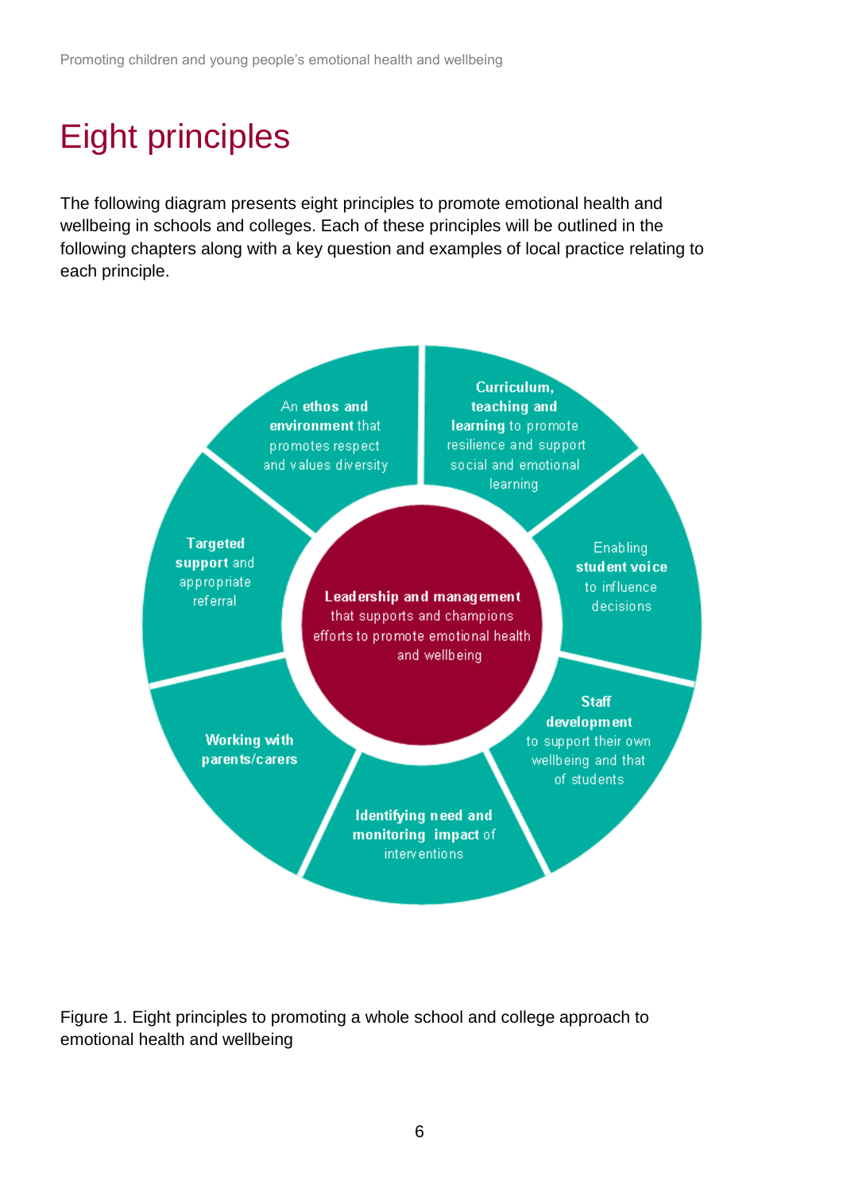# Eight principles

The following diagram presents eight principles to promote emotional health and wellbeing in schools and colleges. Each of these principles will be outlined in the following chapters along with a key question and examples of local practice relating to each principle.

**Leadership and management** that supports and champions efforts to promote emotional health and wellbeing

An **ethos and environment** that promotes respect and values diversity

**Curriculum, teaching and learning** to promote resilience and support social and emotional learning

Enabling **student voice** to influence decisions

**Staff development** to support their own wellbeing and that of students

**Identifying need and monitoring impact** of interventions

**Working with parents/carers**

**Targeted support** and appropriate referral

Figure 1. Eight principles to promoting a whole school and college approach to emotional health and wellbeing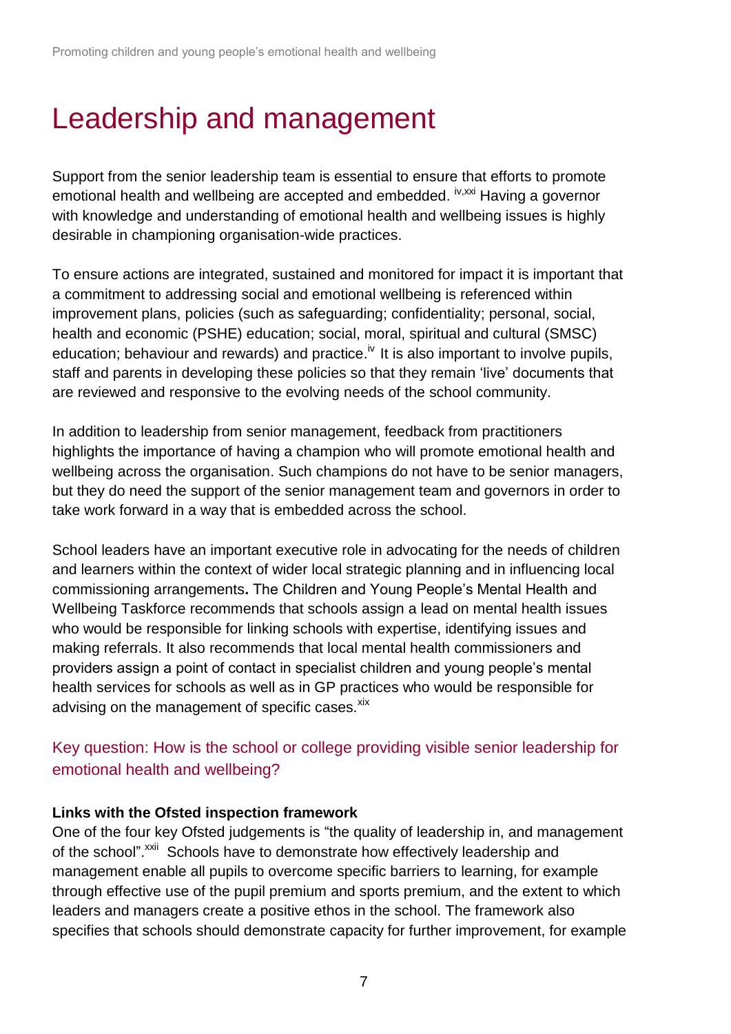# Leadership and management

Support from the senior leadership team is essential to ensure that efforts to promote emotional health and wellbeing are accepted and embedded. [iv,xxi] Having a governor with knowledge and understanding of emotional health and wellbeing issues is highly desirable in championing organisation-wide practices.

To ensure actions are integrated, sustained and monitored for impact it is important that a commitment to addressing social and emotional wellbeing is referenced within improvement plans, policies (such as safeguarding; confidentiality; personal, social, health and economic (PSHE) education; social, moral, spiritual and cultural (SMSC) education; behaviour and rewards) and practice.[iv] It is also important to involve pupils, staff and parents in developing these policies so that they remain 'live' documents that are reviewed and responsive to the evolving needs of the school community.

In addition to leadership from senior management, feedback from practitioners highlights the importance of having a champion who will promote emotional health and wellbeing across the organisation. Such champions do not have to be senior managers, but they do need the support of the senior management team and governors in order to take work forward in a way that is embedded across the school.

School leaders have an important executive role in advocating for the needs of children and learners within the context of wider local strategic planning and in influencing local commissioning arrangements**.** The Children and Young People's Mental Health and Wellbeing Taskforce recommends that schools assign a lead on mental health issues who would be responsible for linking schools with expertise, identifying issues and making referrals. It also recommends that local mental health commissioners and providers assign a point of contact in specialist children and young people's mental health services for schools as well as in GP practices who would be responsible for advising on the management of specific cases.[xix]

### Key question: How is the school or college providing visible senior leadership for emotional health and wellbeing?

**Links with the Ofsted inspection framework**
One of the four key Ofsted judgements is "the quality of leadership in, and management of the school".[xxii] Schools have to demonstrate how effectively leadership and management enable all pupils to overcome specific barriers to learning, for example through effective use of the pupil premium and sports premium, and the extent to which leaders and managers create a positive ethos in the school. The framework also specifies that schools should demonstrate capacity for further improvement, for example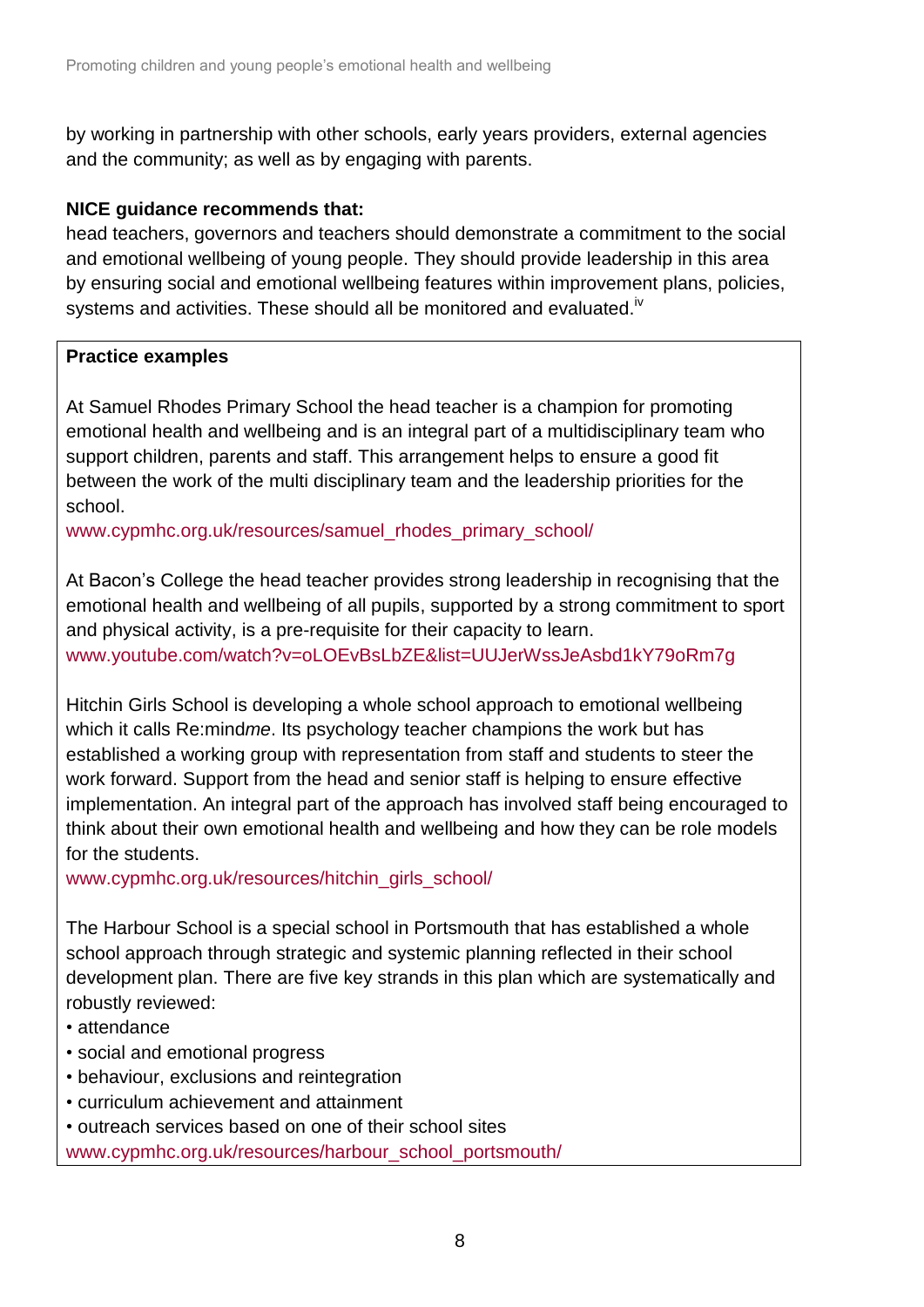by working in partnership with other schools, early years providers, external agencies and the community; as well as by engaging with parents.

**NICE guidance recommends that:**
head teachers, governors and teachers should demonstrate a commitment to the social and emotional wellbeing of young people. They should provide leadership in this area by ensuring social and emotional wellbeing features within improvement plans, policies, systems and activities. These should all be monitored and evaluated.[iv]

**Practice examples**

At Samuel Rhodes Primary School the head teacher is a champion for promoting emotional health and wellbeing and is an integral part of a multidisciplinary team who support children, parents and staff. This arrangement helps to ensure a good fit between the work of the multi disciplinary team and the leadership priorities for the school.
www.cypmhc.org.uk/resources/samuel_rhodes_primary_school/

At Bacon's College the head teacher provides strong leadership in recognising that the emotional health and wellbeing of all pupils, supported by a strong commitment to sport and physical activity, is a pre-requisite for their capacity to learn.
www.youtube.com/watch?v=oLOEvBsLbZE&list=UUJerWssJeAsbd1kY79oRm7g

Hitchin Girls School is developing a whole school approach to emotional wellbeing which it calls Re:mind*me*. Its psychology teacher champions the work but has established a working group with representation from staff and students to steer the work forward. Support from the head and senior staff is helping to ensure effective implementation. An integral part of the approach has involved staff being encouraged to think about their own emotional health and wellbeing and how they can be role models for the students.
www.cypmhc.org.uk/resources/hitchin_girls_school/

The Harbour School is a special school in Portsmouth that has established a whole school approach through strategic and systemic planning reflected in their school development plan. There are five key strands in this plan which are systematically and robustly reviewed:

- attendance
- social and emotional progress
- behaviour, exclusions and reintegration
- curriculum achievement and attainment
- outreach services based on one of their school sites

www.cypmhc.org.uk/resources/harbour_school_portsmouth/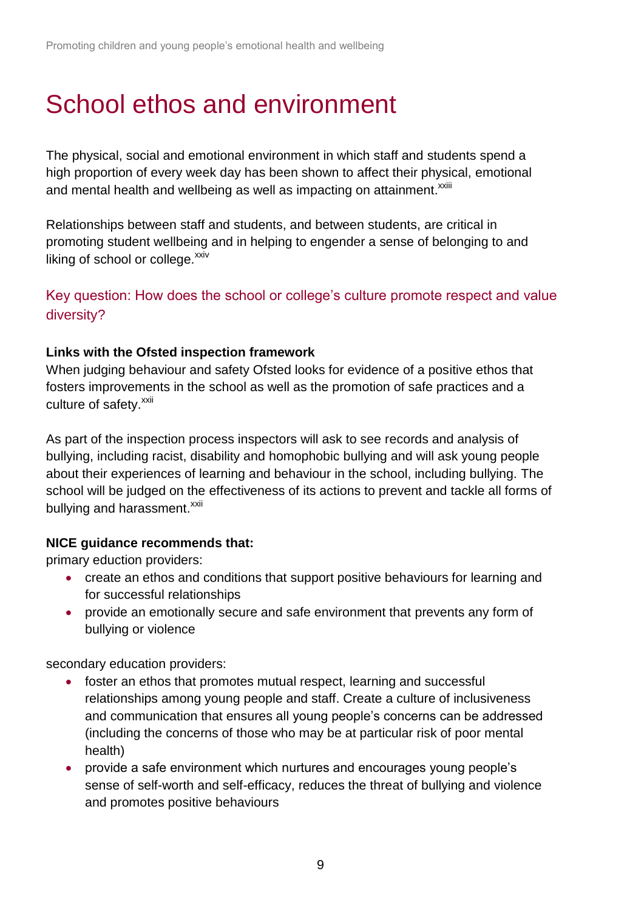# School ethos and environment

The physical, social and emotional environment in which staff and students spend a high proportion of every week day has been shown to affect their physical, emotional and mental health and wellbeing as well as impacting on attainment.[xxiii]

Relationships between staff and students, and between students, are critical in promoting student wellbeing and in helping to engender a sense of belonging to and liking of school or college.[xxiv]

## Key question: How does the school or college's culture promote respect and value diversity?

**Links with the Ofsted inspection framework**

When judging behaviour and safety Ofsted looks for evidence of a positive ethos that fosters improvements in the school as well as the promotion of safe practices and a culture of safety.[xxii]

As part of the inspection process inspectors will ask to see records and analysis of bullying, including racist, disability and homophobic bullying and will ask young people about their experiences of learning and behaviour in the school, including bullying. The school will be judged on the effectiveness of its actions to prevent and tackle all forms of bullying and harassment.[xxii]

**NICE guidance recommends that:**

primary eduction providers:

- create an ethos and conditions that support positive behaviours for learning and for successful relationships
- provide an emotionally secure and safe environment that prevents any form of bullying or violence

secondary education providers:

- foster an ethos that promotes mutual respect, learning and successful relationships among young people and staff. Create a culture of inclusiveness and communication that ensures all young people's concerns can be addressed (including the concerns of those who may be at particular risk of poor mental health)
- provide a safe environment which nurtures and encourages young people's sense of self-worth and self-efficacy, reduces the threat of bullying and violence and promotes positive behaviours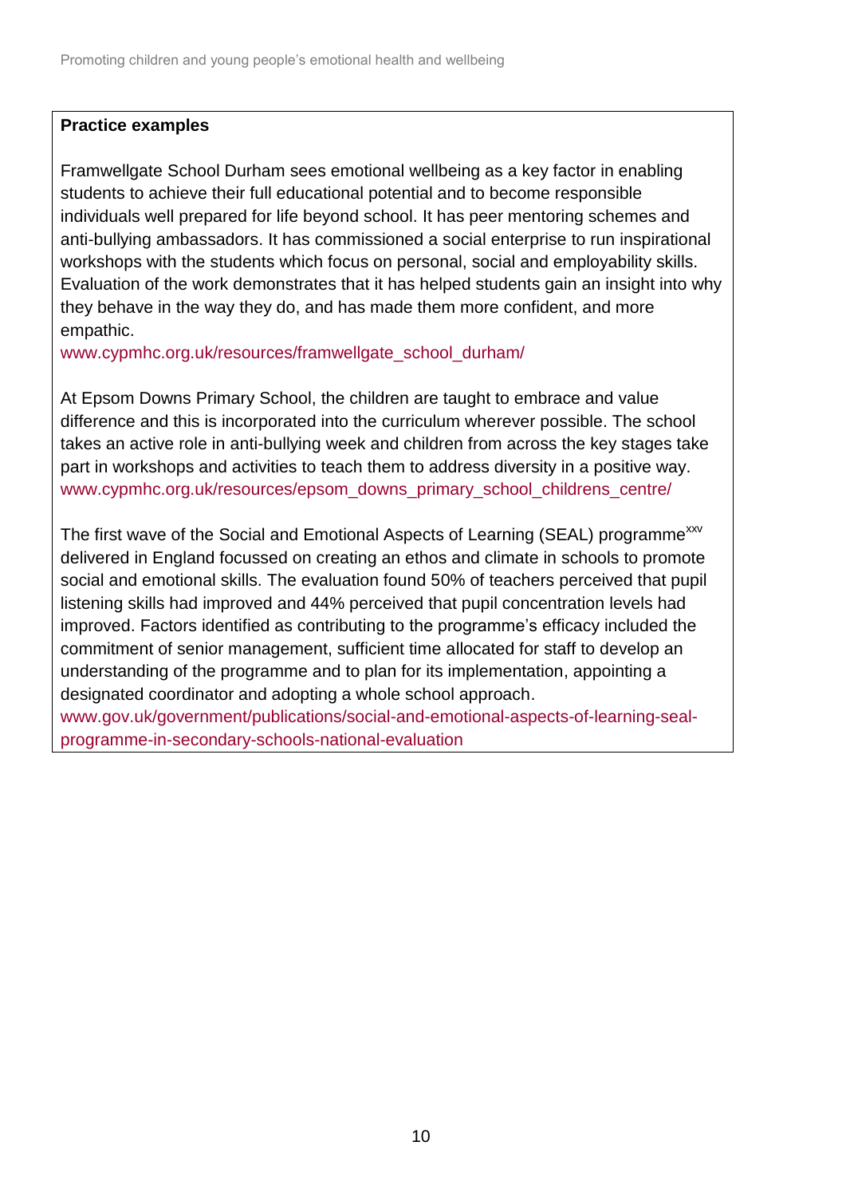**Practice examples**

Framwellgate School Durham sees emotional wellbeing as a key factor in enabling students to achieve their full educational potential and to become responsible individuals well prepared for life beyond school. It has peer mentoring schemes and anti-bullying ambassadors. It has commissioned a social enterprise to run inspirational workshops with the students which focus on personal, social and employability skills. Evaluation of the work demonstrates that it has helped students gain an insight into why they behave in the way they do, and has made them more confident, and more empathic.
www.cypmhc.org.uk/resources/framwellgate_school_durham/

At Epsom Downs Primary School, the children are taught to embrace and value difference and this is incorporated into the curriculum wherever possible. The school takes an active role in anti-bullying week and children from across the key stages take part in workshops and activities to teach them to address diversity in a positive way.
www.cypmhc.org.uk/resources/epsom_downs_primary_school_childrens_centre/

The first wave of the Social and Emotional Aspects of Learning (SEAL) programme[xxv] delivered in England focussed on creating an ethos and climate in schools to promote social and emotional skills. The evaluation found 50% of teachers perceived that pupil listening skills had improved and 44% perceived that pupil concentration levels had improved. Factors identified as contributing to the programme's efficacy included the commitment of senior management, sufficient time allocated for staff to develop an understanding of the programme and to plan for its implementation, appointing a designated coordinator and adopting a whole school approach.
www.gov.uk/government/publications/social-and-emotional-aspects-of-learning-seal-programme-in-secondary-schools-national-evaluation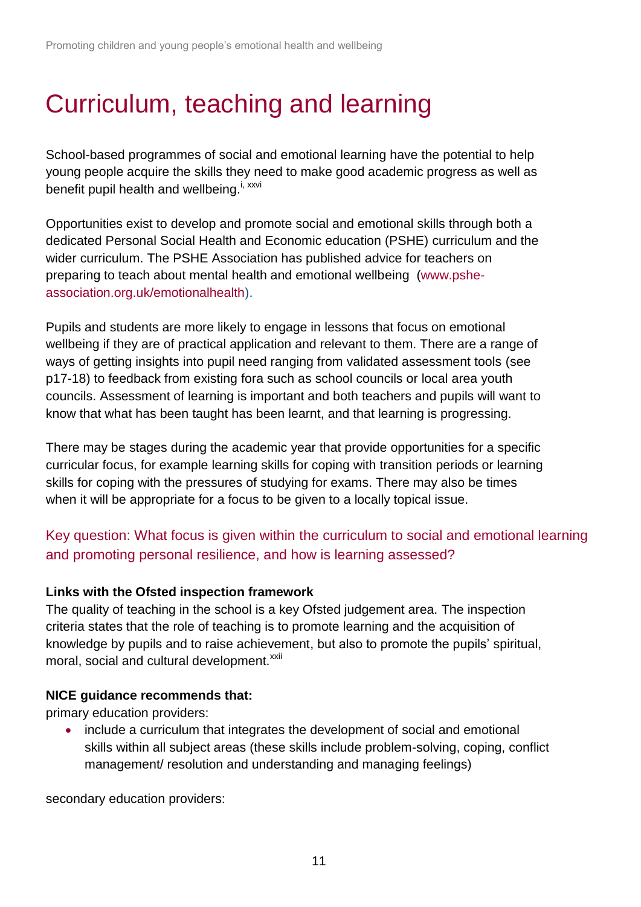# Curriculum, teaching and learning

School-based programmes of social and emotional learning have the potential to help young people acquire the skills they need to make good academic progress as well as benefit pupil health and wellbeing.[i, xxvi]

Opportunities exist to develop and promote social and emotional skills through both a dedicated Personal Social Health and Economic education (PSHE) curriculum and the wider curriculum. The PSHE Association has published advice for teachers on preparing to teach about mental health and emotional wellbeing (www.pshe-association.org.uk/emotionalhealth).

Pupils and students are more likely to engage in lessons that focus on emotional wellbeing if they are of practical application and relevant to them. There are a range of ways of getting insights into pupil need ranging from validated assessment tools (see p17-18) to feedback from existing fora such as school councils or local area youth councils. Assessment of learning is important and both teachers and pupils will want to know that what has been taught has been learnt, and that learning is progressing.

There may be stages during the academic year that provide opportunities for a specific curricular focus, for example learning skills for coping with transition periods or learning skills for coping with the pressures of studying for exams. There may also be times when it will be appropriate for a focus to be given to a locally topical issue.

### Key question: What focus is given within the curriculum to social and emotional learning and promoting personal resilience, and how is learning assessed?

**Links with the Ofsted inspection framework**
The quality of teaching in the school is a key Ofsted judgement area. The inspection criteria states that the role of teaching is to promote learning and the acquisition of knowledge by pupils and to raise achievement, but also to promote the pupils' spiritual, moral, social and cultural development.[xxii]

**NICE guidance recommends that:**
primary education providers:

- include a curriculum that integrates the development of social and emotional skills within all subject areas (these skills include problem-solving, coping, conflict management/ resolution and understanding and managing feelings)

secondary education providers: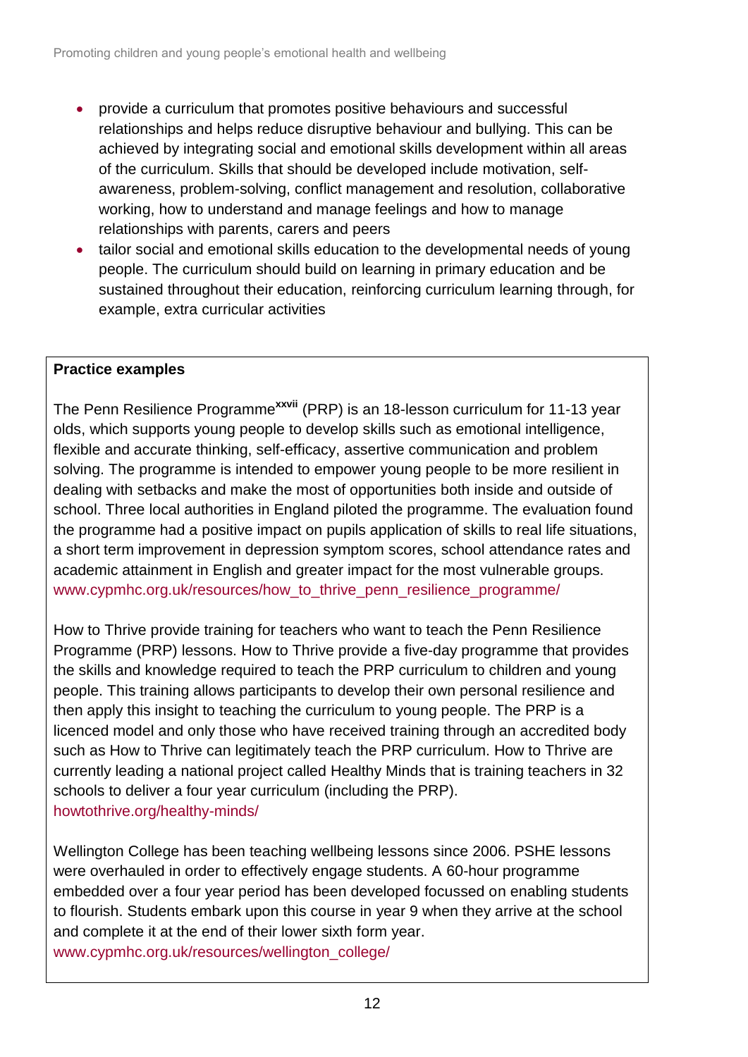- provide a curriculum that promotes positive behaviours and successful relationships and helps reduce disruptive behaviour and bullying. This can be achieved by integrating social and emotional skills development within all areas of the curriculum. Skills that should be developed include motivation, self-awareness, problem-solving, conflict management and resolution, collaborative working, how to understand and manage feelings and how to manage relationships with parents, carers and peers
- tailor social and emotional skills education to the developmental needs of young people. The curriculum should build on learning in primary education and be sustained throughout their education, reinforcing curriculum learning through, for example, extra curricular activities

**Practice examples**

The Penn Resilience Programme[xxvii] (PRP) is an 18-lesson curriculum for 11-13 year olds, which supports young people to develop skills such as emotional intelligence, flexible and accurate thinking, self-efficacy, assertive communication and problem solving. The programme is intended to empower young people to be more resilient in dealing with setbacks and make the most of opportunities both inside and outside of school. Three local authorities in England piloted the programme. The evaluation found the programme had a positive impact on pupils application of skills to real life situations, a short term improvement in depression symptom scores, school attendance rates and academic attainment in English and greater impact for the most vulnerable groups. www.cypmhc.org.uk/resources/how_to_thrive_penn_resilience_programme/

How to Thrive provide training for teachers who want to teach the Penn Resilience Programme (PRP) lessons. How to Thrive provide a five-day programme that provides the skills and knowledge required to teach the PRP curriculum to children and young people. This training allows participants to develop their own personal resilience and then apply this insight to teaching the curriculum to young people. The PRP is a licenced model and only those who have received training through an accredited body such as How to Thrive can legitimately teach the PRP curriculum. How to Thrive are currently leading a national project called Healthy Minds that is training teachers in 32 schools to deliver a four year curriculum (including the PRP). howtothrive.org/healthy-minds/

Wellington College has been teaching wellbeing lessons since 2006. PSHE lessons were overhauled in order to effectively engage students. A 60-hour programme embedded over a four year period has been developed focussed on enabling students to flourish. Students embark upon this course in year 9 when they arrive at the school and complete it at the end of their lower sixth form year. www.cypmhc.org.uk/resources/wellington_college/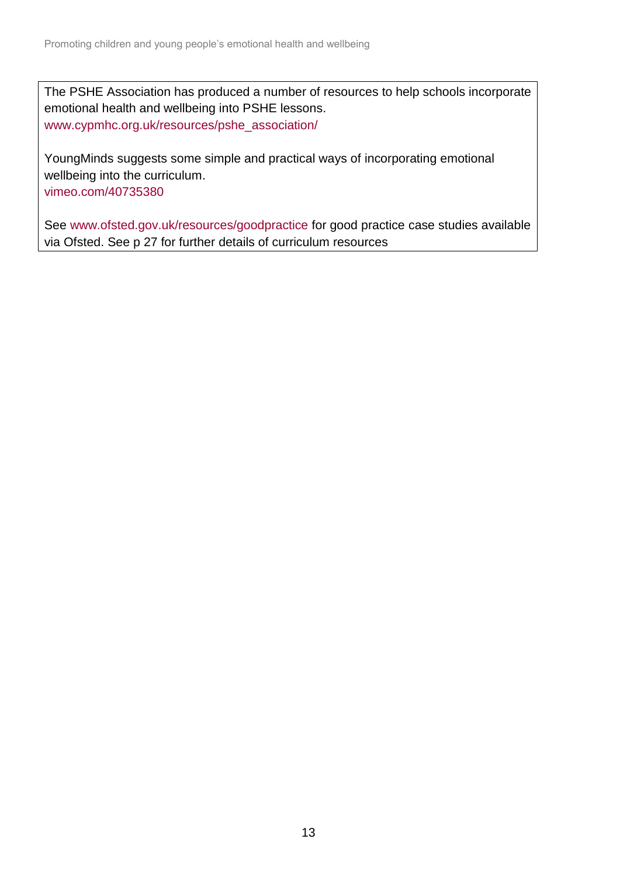The PSHE Association has produced a number of resources to help schools incorporate emotional health and wellbeing into PSHE lessons.
www.cypmhc.org.uk/resources/pshe_association/

YoungMinds suggests some simple and practical ways of incorporating emotional wellbeing into the curriculum.
vimeo.com/40735380

See www.ofsted.gov.uk/resources/goodpractice for good practice case studies available via Ofsted. See p 27 for further details of curriculum resources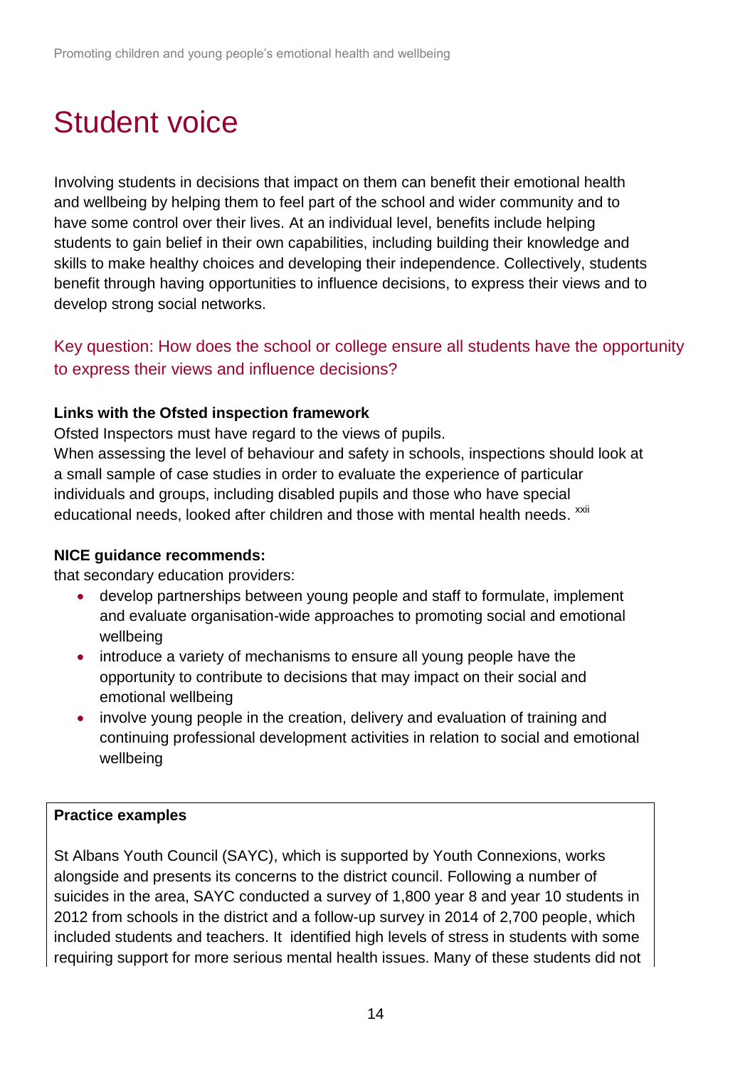# Student voice

Involving students in decisions that impact on them can benefit their emotional health and wellbeing by helping them to feel part of the school and wider community and to have some control over their lives. At an individual level, benefits include helping students to gain belief in their own capabilities, including building their knowledge and skills to make healthy choices and developing their independence. Collectively, students benefit through having opportunities to influence decisions, to express their views and to develop strong social networks.

## Key question: How does the school or college ensure all students have the opportunity to express their views and influence decisions?

**Links with the Ofsted inspection framework**

Ofsted Inspectors must have regard to the views of pupils.
When assessing the level of behaviour and safety in schools, inspections should look at a small sample of case studies in order to evaluate the experience of particular individuals and groups, including disabled pupils and those who have special educational needs, looked after children and those with mental health needs. [xxii]

**NICE guidance recommends:**

that secondary education providers:

- develop partnerships between young people and staff to formulate, implement and evaluate organisation-wide approaches to promoting social and emotional wellbeing
- introduce a variety of mechanisms to ensure all young people have the opportunity to contribute to decisions that may impact on their social and emotional wellbeing
- involve young people in the creation, delivery and evaluation of training and continuing professional development activities in relation to social and emotional wellbeing

**Practice examples**

St Albans Youth Council (SAYC), which is supported by Youth Connexions, works alongside and presents its concerns to the district council. Following a number of suicides in the area, SAYC conducted a survey of 1,800 year 8 and year 10 students in 2012 from schools in the district and a follow-up survey in 2014 of 2,700 people, which included students and teachers. It identified high levels of stress in students with some requiring support for more serious mental health issues. Many of these students did not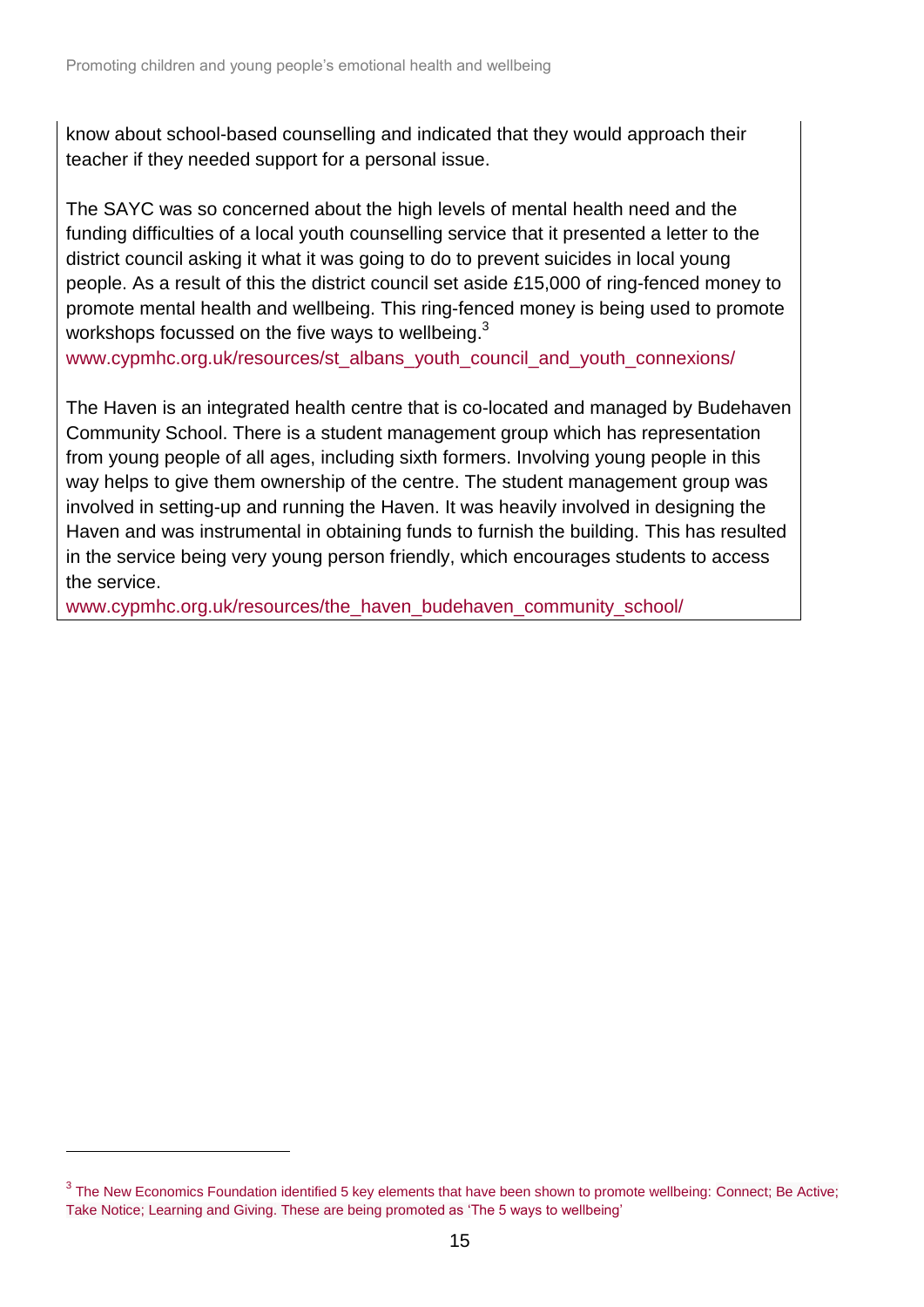know about school-based counselling and indicated that they would approach their teacher if they needed support for a personal issue.

The SAYC was so concerned about the high levels of mental health need and the funding difficulties of a local youth counselling service that it presented a letter to the district council asking it what it was going to do to prevent suicides in local young people. As a result of this the district council set aside £15,000 of ring-fenced money to promote mental health and wellbeing. This ring-fenced money is being used to promote workshops focussed on the five ways to wellbeing.[3]
www.cypmhc.org.uk/resources/st_albans_youth_council_and_youth_connexions/

The Haven is an integrated health centre that is co-located and managed by Budehaven Community School. There is a student management group which has representation from young people of all ages, including sixth formers. Involving young people in this way helps to give them ownership of the centre. The student management group was involved in setting-up and running the Haven. It was heavily involved in designing the Haven and was instrumental in obtaining funds to furnish the building. This has resulted in the service being very young person friendly, which encourages students to access the service.
www.cypmhc.org.uk/resources/the_haven_budehaven_community_school/

---

[3] The New Economics Foundation identified 5 key elements that have been shown to promote wellbeing: Connect; Be Active; Take Notice; Learning and Giving. These are being promoted as 'The 5 ways to wellbeing'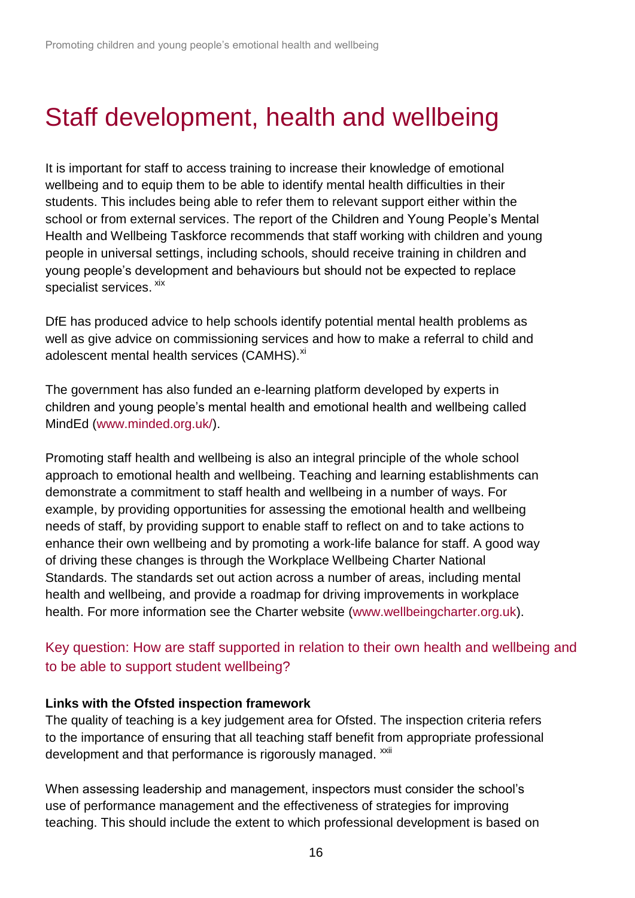# Staff development, health and wellbeing

It is important for staff to access training to increase their knowledge of emotional wellbeing and to equip them to be able to identify mental health difficulties in their students. This includes being able to refer them to relevant support either within the school or from external services. The report of the Children and Young People's Mental Health and Wellbeing Taskforce recommends that staff working with children and young people in universal settings, including schools, should receive training in children and young people's development and behaviours but should not be expected to replace specialist services. [xix]

DfE has produced advice to help schools identify potential mental health problems as well as give advice on commissioning services and how to make a referral to child and adolescent mental health services (CAMHS).[xi]

The government has also funded an e-learning platform developed by experts in children and young people's mental health and emotional health and wellbeing called MindEd (www.minded.org.uk/).

Promoting staff health and wellbeing is also an integral principle of the whole school approach to emotional health and wellbeing. Teaching and learning establishments can demonstrate a commitment to staff health and wellbeing in a number of ways. For example, by providing opportunities for assessing the emotional health and wellbeing needs of staff, by providing support to enable staff to reflect on and to take actions to enhance their own wellbeing and by promoting a work-life balance for staff. A good way of driving these changes is through the Workplace Wellbeing Charter National Standards. The standards set out action across a number of areas, including mental health and wellbeing, and provide a roadmap for driving improvements in workplace health. For more information see the Charter website (www.wellbeingcharter.org.uk).

### Key question: How are staff supported in relation to their own health and wellbeing and to be able to support student wellbeing?

**Links with the Ofsted inspection framework**

The quality of teaching is a key judgement area for Ofsted. The inspection criteria refers to the importance of ensuring that all teaching staff benefit from appropriate professional development and that performance is rigorously managed. [xxii]

When assessing leadership and management, inspectors must consider the school's use of performance management and the effectiveness of strategies for improving teaching. This should include the extent to which professional development is based on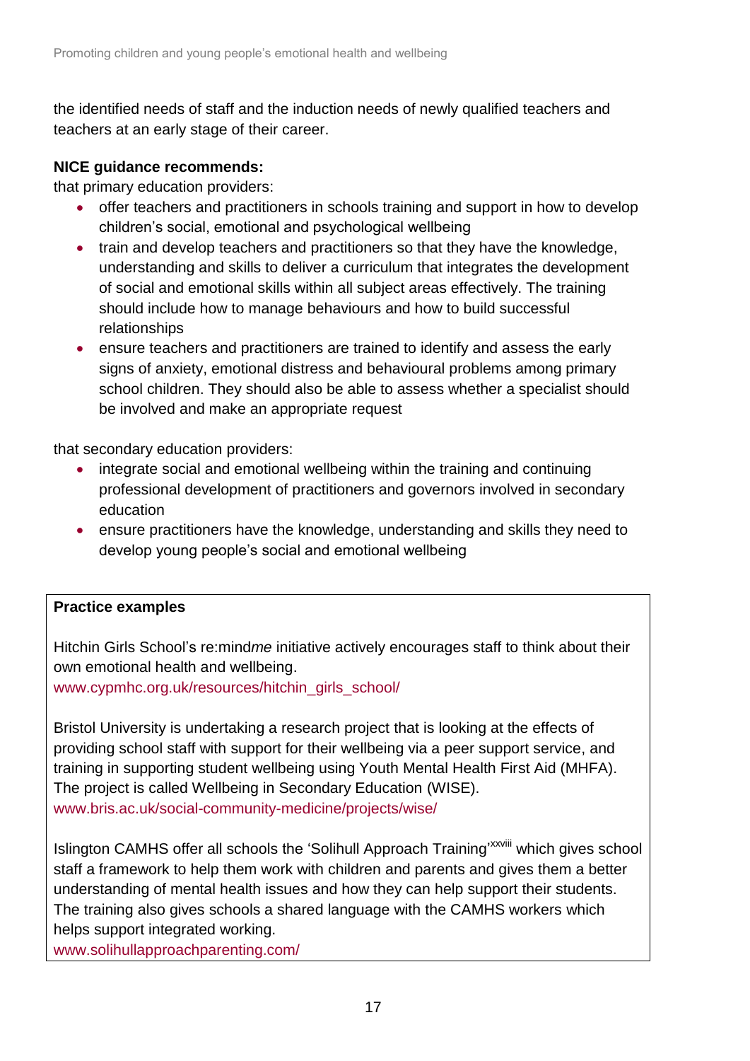the identified needs of staff and the induction needs of newly qualified teachers and teachers at an early stage of their career.

**NICE guidance recommends:**
that primary education providers:

- offer teachers and practitioners in schools training and support in how to develop children's social, emotional and psychological wellbeing
- train and develop teachers and practitioners so that they have the knowledge, understanding and skills to deliver a curriculum that integrates the development of social and emotional skills within all subject areas effectively. The training should include how to manage behaviours and how to build successful relationships
- ensure teachers and practitioners are trained to identify and assess the early signs of anxiety, emotional distress and behavioural problems among primary school children. They should also be able to assess whether a specialist should be involved and make an appropriate request

that secondary education providers:

- integrate social and emotional wellbeing within the training and continuing professional development of practitioners and governors involved in secondary education
- ensure practitioners have the knowledge, understanding and skills they need to develop young people's social and emotional wellbeing

**Practice examples**

Hitchin Girls School's re:mind*me* initiative actively encourages staff to think about their own emotional health and wellbeing.
www.cypmhc.org.uk/resources/hitchin_girls_school/

Bristol University is undertaking a research project that is looking at the effects of providing school staff with support for their wellbeing via a peer support service, and training in supporting student wellbeing using Youth Mental Health First Aid (MHFA). The project is called Wellbeing in Secondary Education (WISE).
www.bris.ac.uk/social-community-medicine/projects/wise/

Islington CAMHS offer all schools the 'Solihull Approach Training'[xxviii] which gives school staff a framework to help them work with children and parents and gives them a better understanding of mental health issues and how they can help support their students. The training also gives schools a shared language with the CAMHS workers which helps support integrated working.
www.solihullapproachparenting.com/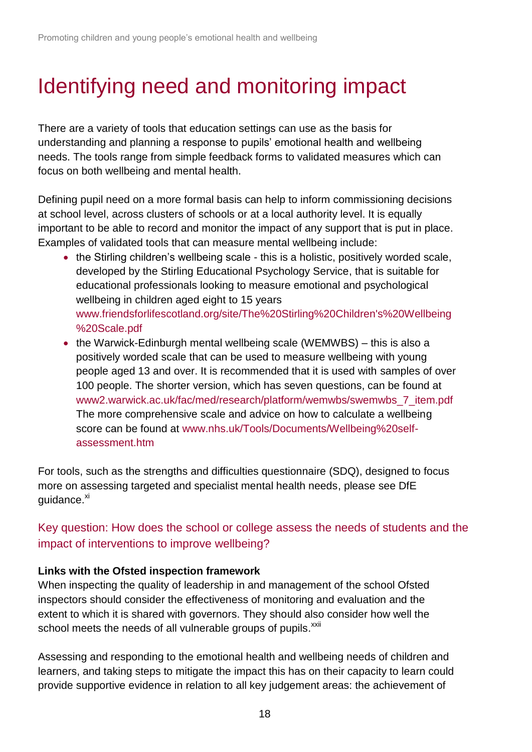# Identifying need and monitoring impact

There are a variety of tools that education settings can use as the basis for understanding and planning a response to pupils' emotional health and wellbeing needs. The tools range from simple feedback forms to validated measures which can focus on both wellbeing and mental health.

Defining pupil need on a more formal basis can help to inform commissioning decisions at school level, across clusters of schools or at a local authority level. It is equally important to be able to record and monitor the impact of any support that is put in place. Examples of validated tools that can measure mental wellbeing include:

- the Stirling children's wellbeing scale - this is a holistic, positively worded scale, developed by the Stirling Educational Psychology Service, that is suitable for educational professionals looking to measure emotional and psychological wellbeing in children aged eight to 15 years www.friendsforlifescotland.org/site/The%20Stirling%20Children's%20Wellbeing%20Scale.pdf
- the Warwick-Edinburgh mental wellbeing scale (WEMWBS) – this is also a positively worded scale that can be used to measure wellbeing with young people aged 13 and over. It is recommended that it is used with samples of over 100 people. The shorter version, which has seven questions, can be found at www2.warwick.ac.uk/fac/med/research/platform/wemwbs/swemwbs_7_item.pdf The more comprehensive scale and advice on how to calculate a wellbeing score can be found at www.nhs.uk/Tools/Documents/Wellbeing%20self-assessment.htm

For tools, such as the strengths and difficulties questionnaire (SDQ), designed to focus more on assessing targeted and specialist mental health needs, please see DfE guidance.[xi]

### Key question: How does the school or college assess the needs of students and the impact of interventions to improve wellbeing?

**Links with the Ofsted inspection framework**
When inspecting the quality of leadership in and management of the school Ofsted inspectors should consider the effectiveness of monitoring and evaluation and the extent to which it is shared with governors. They should also consider how well the school meets the needs of all vulnerable groups of pupils.[xxii]

Assessing and responding to the emotional health and wellbeing needs of children and learners, and taking steps to mitigate the impact this has on their capacity to learn could provide supportive evidence in relation to all key judgement areas: the achievement of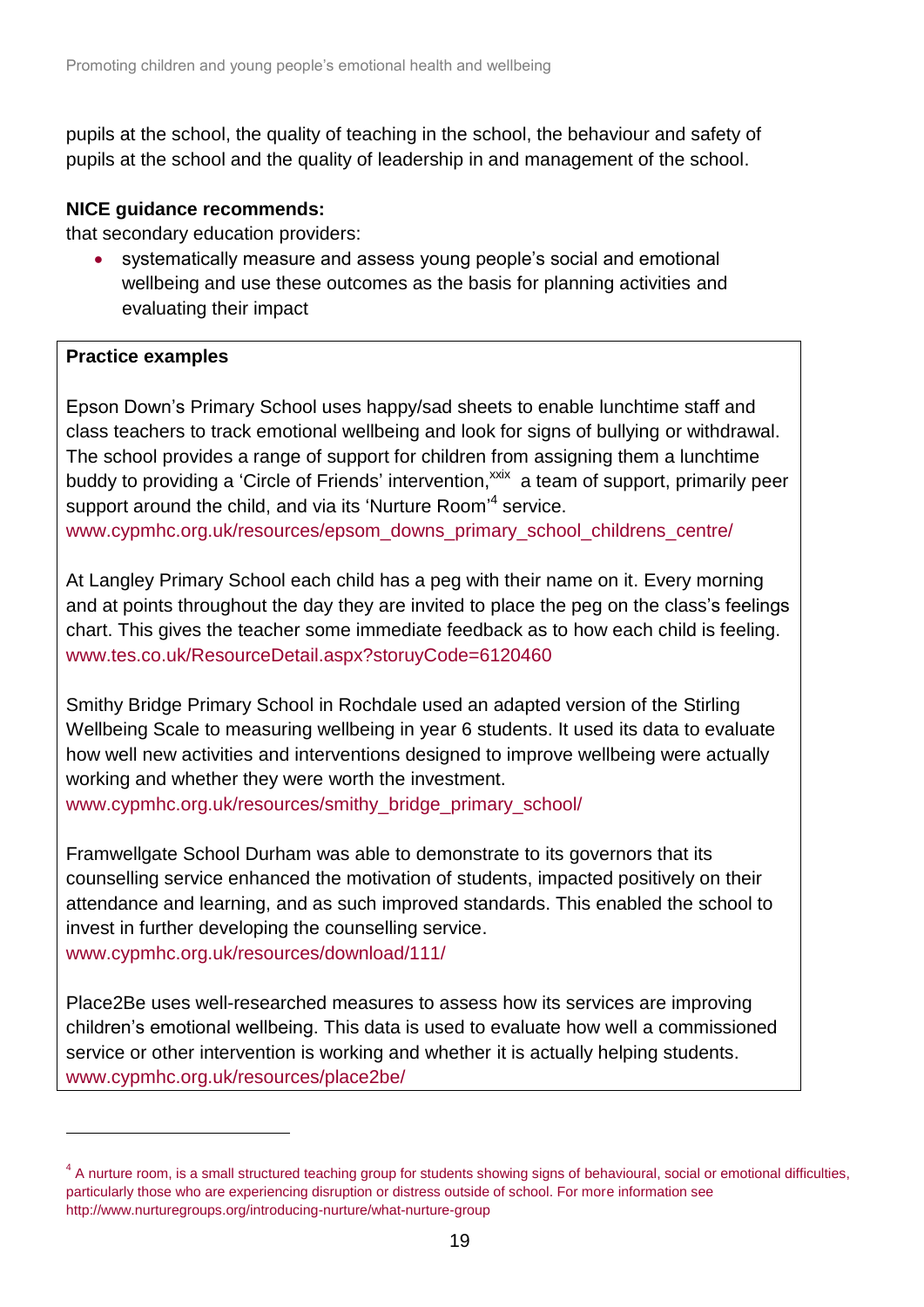pupils at the school, the quality of teaching in the school, the behaviour and safety of pupils at the school and the quality of leadership in and management of the school.

**NICE guidance recommends:**
that secondary education providers:

- systematically measure and assess young people's social and emotional wellbeing and use these outcomes as the basis for planning activities and evaluating their impact

**Practice examples**

Epson Down's Primary School uses happy/sad sheets to enable lunchtime staff and class teachers to track emotional wellbeing and look for signs of bullying or withdrawal. The school provides a range of support for children from assigning them a lunchtime buddy to providing a 'Circle of Friends' intervention,[xxix] a team of support, primarily peer support around the child, and via its 'Nurture Room'[4] service.
www.cypmhc.org.uk/resources/epsom_downs_primary_school_childrens_centre/

At Langley Primary School each child has a peg with their name on it. Every morning and at points throughout the day they are invited to place the peg on the class's feelings chart. This gives the teacher some immediate feedback as to how each child is feeling.
www.tes.co.uk/ResourceDetail.aspx?storuyCode=6120460

Smithy Bridge Primary School in Rochdale used an adapted version of the Stirling Wellbeing Scale to measuring wellbeing in year 6 students. It used its data to evaluate how well new activities and interventions designed to improve wellbeing were actually working and whether they were worth the investment.
www.cypmhc.org.uk/resources/smithy_bridge_primary_school/

Framwellgate School Durham was able to demonstrate to its governors that its counselling service enhanced the motivation of students, impacted positively on their attendance and learning, and as such improved standards. This enabled the school to invest in further developing the counselling service.
www.cypmhc.org.uk/resources/download/111/

Place2Be uses well-researched measures to assess how its services are improving children's emotional wellbeing. This data is used to evaluate how well a commissioned service or other intervention is working and whether it is actually helping students.
www.cypmhc.org.uk/resources/place2be/

---

[4] A nurture room, is a small structured teaching group for students showing signs of behavioural, social or emotional difficulties, particularly those who are experiencing disruption or distress outside of school. For more information see http://www.nurturegroups.org/introducing-nurture/what-nurture-group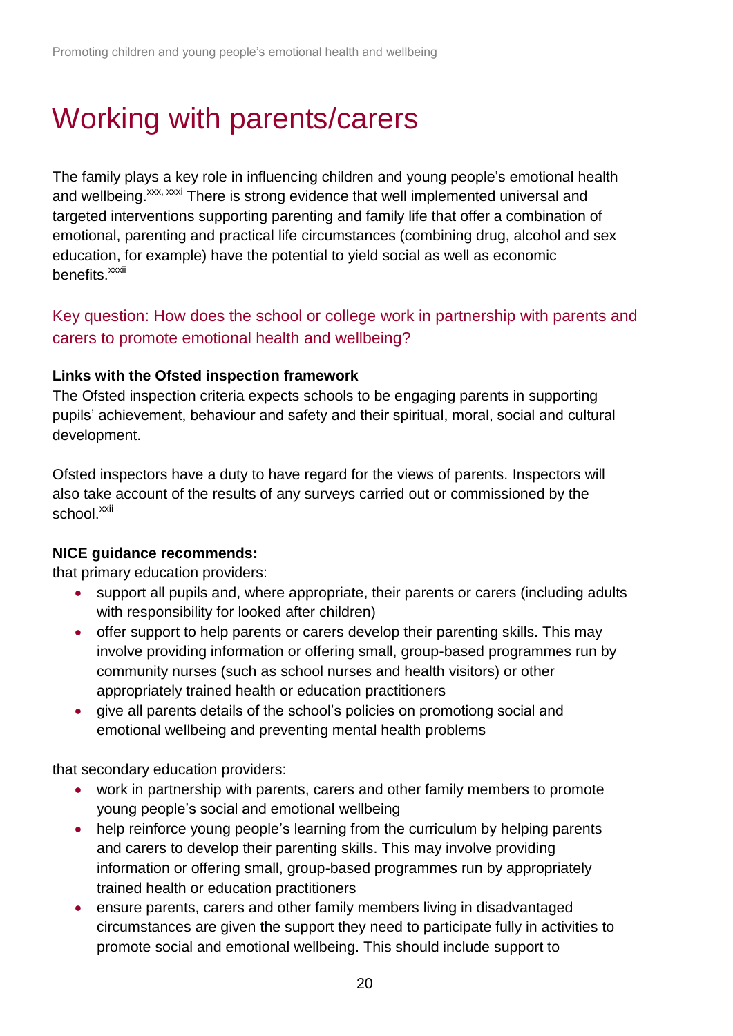# Working with parents/carers

The family plays a key role in influencing children and young people's emotional health and wellbeing.[xxx, xxxi] There is strong evidence that well implemented universal and targeted interventions supporting parenting and family life that offer a combination of emotional, parenting and practical life circumstances (combining drug, alcohol and sex education, for example) have the potential to yield social as well as economic benefits.[xxxii]

## Key question: How does the school or college work in partnership with parents and carers to promote emotional health and wellbeing?

**Links with the Ofsted inspection framework**

The Ofsted inspection criteria expects schools to be engaging parents in supporting pupils' achievement, behaviour and safety and their spiritual, moral, social and cultural development.

Ofsted inspectors have a duty to have regard for the views of parents. Inspectors will also take account of the results of any surveys carried out or commissioned by the school.[xxii]

**NICE guidance recommends:**

that primary education providers:

- support all pupils and, where appropriate, their parents or carers (including adults with responsibility for looked after children)
- offer support to help parents or carers develop their parenting skills. This may involve providing information or offering small, group-based programmes run by community nurses (such as school nurses and health visitors) or other appropriately trained health or education practitioners
- give all parents details of the school's policies on promotiong social and emotional wellbeing and preventing mental health problems

that secondary education providers:

- work in partnership with parents, carers and other family members to promote young people's social and emotional wellbeing
- help reinforce young people's learning from the curriculum by helping parents and carers to develop their parenting skills. This may involve providing information or offering small, group-based programmes run by appropriately trained health or education practitioners
- ensure parents, carers and other family members living in disadvantaged circumstances are given the support they need to participate fully in activities to promote social and emotional wellbeing. This should include support to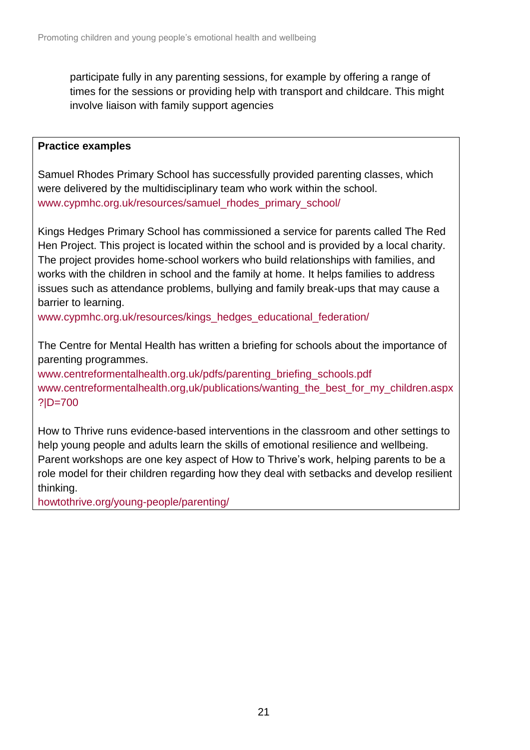participate fully in any parenting sessions, for example by offering a range of times for the sessions or providing help with transport and childcare. This might involve liaison with family support agencies

**Practice examples**

Samuel Rhodes Primary School has successfully provided parenting classes, which were delivered by the multidisciplinary team who work within the school.
www.cypmhc.org.uk/resources/samuel_rhodes_primary_school/

Kings Hedges Primary School has commissioned a service for parents called The Red Hen Project. This project is located within the school and is provided by a local charity. The project provides home-school workers who build relationships with families, and works with the children in school and the family at home. It helps families to address issues such as attendance problems, bullying and family break-ups that may cause a barrier to learning.
www.cypmhc.org.uk/resources/kings_hedges_educational_federation/

The Centre for Mental Health has written a briefing for schools about the importance of parenting programmes.
www.centreformentalhealth.org.uk/pdfs/parenting_briefing_schools.pdf
www.centreformentalhealth.org,uk/publications/wanting_the_best_for_my_children.aspx?|D=700

How to Thrive runs evidence-based interventions in the classroom and other settings to help young people and adults learn the skills of emotional resilience and wellbeing. Parent workshops are one key aspect of How to Thrive's work, helping parents to be a role model for their children regarding how they deal with setbacks and develop resilient thinking.
howtothrive.org/young-people/parenting/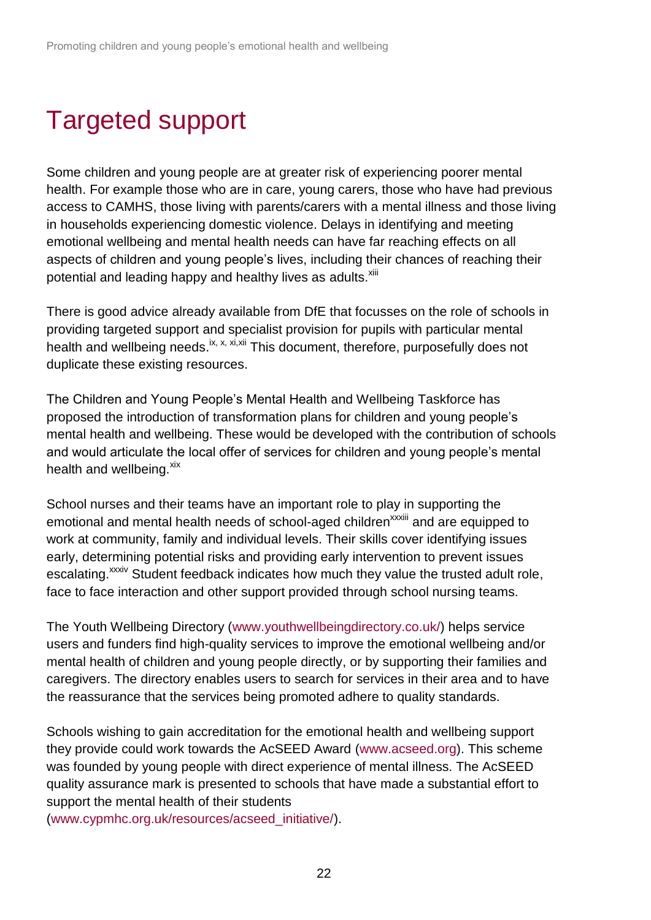# Targeted support

Some children and young people are at greater risk of experiencing poorer mental health. For example those who are in care, young carers, those who have had previous access to CAMHS, those living with parents/carers with a mental illness and those living in households experiencing domestic violence. Delays in identifying and meeting emotional wellbeing and mental health needs can have far reaching effects on all aspects of children and young people's lives, including their chances of reaching their potential and leading happy and healthy lives as adults.[xiii]

There is good advice already available from DfE that focusses on the role of schools in providing targeted support and specialist provision for pupils with particular mental health and wellbeing needs.[ix, x, xi,xii] This document, therefore, purposefully does not duplicate these existing resources.

The Children and Young People's Mental Health and Wellbeing Taskforce has proposed the introduction of transformation plans for children and young people's mental health and wellbeing. These would be developed with the contribution of schools and would articulate the local offer of services for children and young people's mental health and wellbeing.[xix]

School nurses and their teams have an important role to play in supporting the emotional and mental health needs of school-aged children[xxxiii] and are equipped to work at community, family and individual levels. Their skills cover identifying issues early, determining potential risks and providing early intervention to prevent issues escalating.[xxxiv] Student feedback indicates how much they value the trusted adult role, face to face interaction and other support provided through school nursing teams.

The Youth Wellbeing Directory (www.youthwellbeingdirectory.co.uk/) helps service users and funders find high-quality services to improve the emotional wellbeing and/or mental health of children and young people directly, or by supporting their families and caregivers. The directory enables users to search for services in their area and to have the reassurance that the services being promoted adhere to quality standards.

Schools wishing to gain accreditation for the emotional health and wellbeing support they provide could work towards the AcSEED Award (www.acseed.org). This scheme was founded by young people with direct experience of mental illness. The AcSEED quality assurance mark is presented to schools that have made a substantial effort to support the mental health of their students (www.cypmhc.org.uk/resources/acseed_initiative/).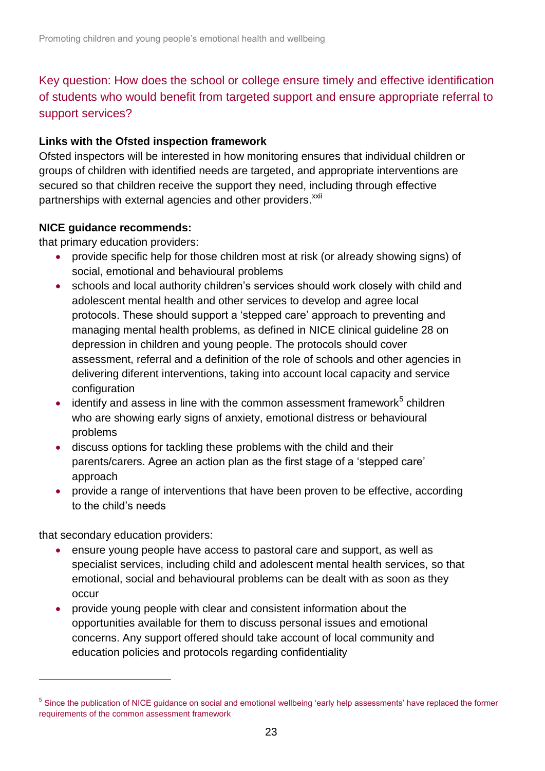## Key question: How does the school or college ensure timely and effective identification of students who would benefit from targeted support and ensure appropriate referral to support services?

**Links with the Ofsted inspection framework**

Ofsted inspectors will be interested in how monitoring ensures that individual children or groups of children with identified needs are targeted, and appropriate interventions are secured so that children receive the support they need, including through effective partnerships with external agencies and other providers.[xxii]

**NICE guidance recommends:**

that primary education providers:

- provide specific help for those children most at risk (or already showing signs) of social, emotional and behavioural problems
- schools and local authority children's services should work closely with child and adolescent mental health and other services to develop and agree local protocols. These should support a 'stepped care' approach to preventing and managing mental health problems, as defined in NICE clinical guideline 28 on depression in children and young people. The protocols should cover assessment, referral and a definition of the role of schools and other agencies in delivering diferent interventions, taking into account local capacity and service configuration
- identify and assess in line with the common assessment framework[5] children who are showing early signs of anxiety, emotional distress or behavioural problems
- discuss options for tackling these problems with the child and their parents/carers. Agree an action plan as the first stage of a 'stepped care' approach
- provide a range of interventions that have been proven to be effective, according to the child's needs

that secondary education providers:

- ensure young people have access to pastoral care and support, as well as specialist services, including child and adolescent mental health services, so that emotional, social and behavioural problems can be dealt with as soon as they occur
- provide young people with clear and consistent information about the opportunities available for them to discuss personal issues and emotional concerns. Any support offered should take account of local community and education policies and protocols regarding confidentiality

---

[5] Since the publication of NICE guidance on social and emotional wellbeing 'early help assessments' have replaced the former requirements of the common assessment framework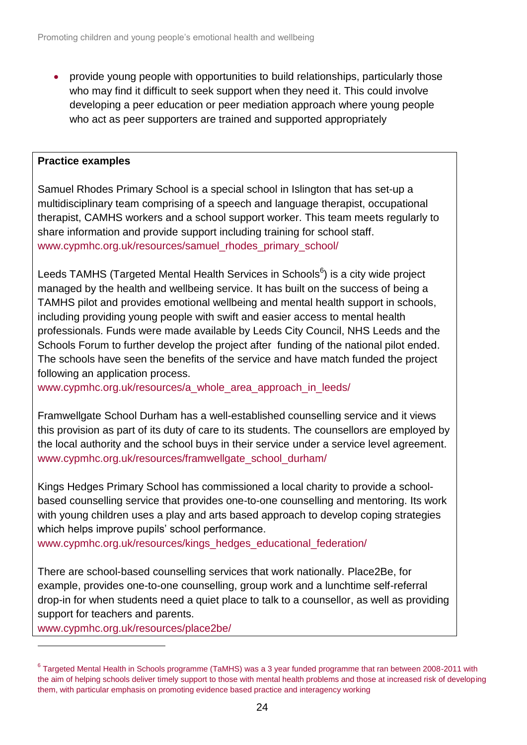- provide young people with opportunities to build relationships, particularly those who may find it difficult to seek support when they need it. This could involve developing a peer education or peer mediation approach where young people who act as peer supporters are trained and supported appropriately

**Practice examples**

Samuel Rhodes Primary School is a special school in Islington that has set-up a multidisciplinary team comprising of a speech and language therapist, occupational therapist, CAMHS workers and a school support worker. This team meets regularly to share information and provide support including training for school staff.
www.cypmhc.org.uk/resources/samuel_rhodes_primary_school/

Leeds TAMHS (Targeted Mental Health Services in Schools[6]) is a city wide project managed by the health and wellbeing service. It has built on the success of being a TAMHS pilot and provides emotional wellbeing and mental health support in schools, including providing young people with swift and easier access to mental health professionals. Funds were made available by Leeds City Council, NHS Leeds and the Schools Forum to further develop the project after funding of the national pilot ended. The schools have seen the benefits of the service and have match funded the project following an application process.
www.cypmhc.org.uk/resources/a_whole_area_approach_in_leeds/

Framwellgate School Durham has a well-established counselling service and it views this provision as part of its duty of care to its students. The counsellors are employed by the local authority and the school buys in their service under a service level agreement.
www.cypmhc.org.uk/resources/framwellgate_school_durham/

Kings Hedges Primary School has commissioned a local charity to provide a school-based counselling service that provides one-to-one counselling and mentoring. Its work with young children uses a play and arts based approach to develop coping strategies which helps improve pupils' school performance.
www.cypmhc.org.uk/resources/kings_hedges_educational_federation/

There are school-based counselling services that work nationally. Place2Be, for example, provides one-to-one counselling, group work and a lunchtime self-referral drop-in for when students need a quiet place to talk to a counsellor, as well as providing support for teachers and parents.
www.cypmhc.org.uk/resources/place2be/

---

[6] Targeted Mental Health in Schools programme (TaMHS) was a 3 year funded programme that ran between 2008-2011 with the aim of helping schools deliver timely support to those with mental health problems and those at increased risk of developing them, with particular emphasis on promoting evidence based practice and interagency working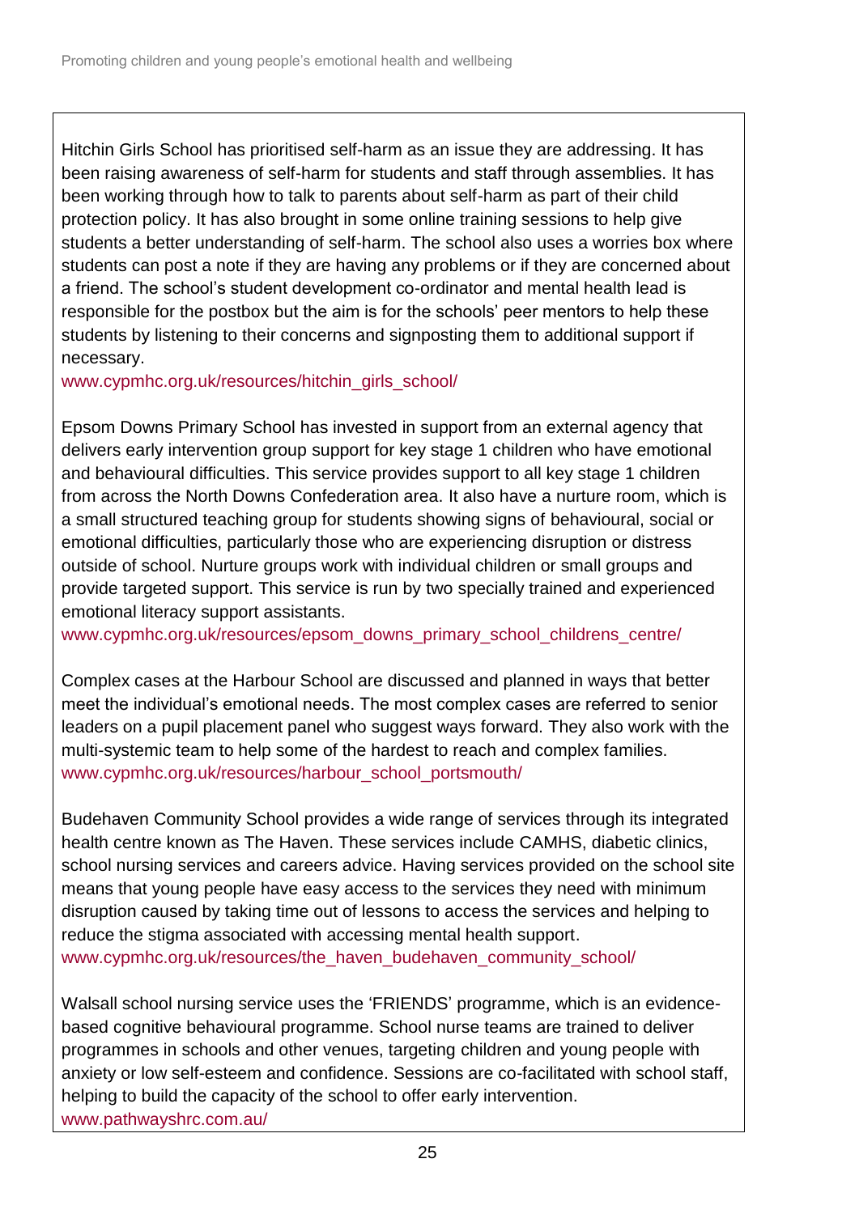Hitchin Girls School has prioritised self-harm as an issue they are addressing. It has been raising awareness of self-harm for students and staff through assemblies. It has been working through how to talk to parents about self-harm as part of their child protection policy. It has also brought in some online training sessions to help give students a better understanding of self-harm. The school also uses a worries box where students can post a note if they are having any problems or if they are concerned about a friend. The school's student development co-ordinator and mental health lead is responsible for the postbox but the aim is for the schools' peer mentors to help these students by listening to their concerns and signposting them to additional support if necessary.
www.cypmhc.org.uk/resources/hitchin_girls_school/

Epsom Downs Primary School has invested in support from an external agency that delivers early intervention group support for key stage 1 children who have emotional and behavioural difficulties. This service provides support to all key stage 1 children from across the North Downs Confederation area. It also have a nurture room, which is a small structured teaching group for students showing signs of behavioural, social or emotional difficulties, particularly those who are experiencing disruption or distress outside of school. Nurture groups work with individual children or small groups and provide targeted support. This service is run by two specially trained and experienced emotional literacy support assistants.
www.cypmhc.org.uk/resources/epsom_downs_primary_school_childrens_centre/

Complex cases at the Harbour School are discussed and planned in ways that better meet the individual's emotional needs. The most complex cases are referred to senior leaders on a pupil placement panel who suggest ways forward. They also work with the multi-systemic team to help some of the hardest to reach and complex families.
www.cypmhc.org.uk/resources/harbour_school_portsmouth/

Budehaven Community School provides a wide range of services through its integrated health centre known as The Haven. These services include CAMHS, diabetic clinics, school nursing services and careers advice. Having services provided on the school site means that young people have easy access to the services they need with minimum disruption caused by taking time out of lessons to access the services and helping to reduce the stigma associated with accessing mental health support.
www.cypmhc.org.uk/resources/the_haven_budehaven_community_school/

Walsall school nursing service uses the 'FRIENDS' programme, which is an evidence-based cognitive behavioural programme. School nurse teams are trained to deliver programmes in schools and other venues, targeting children and young people with anxiety or low self-esteem and confidence. Sessions are co-facilitated with school staff, helping to build the capacity of the school to offer early intervention.
www.pathwayshrc.com.au/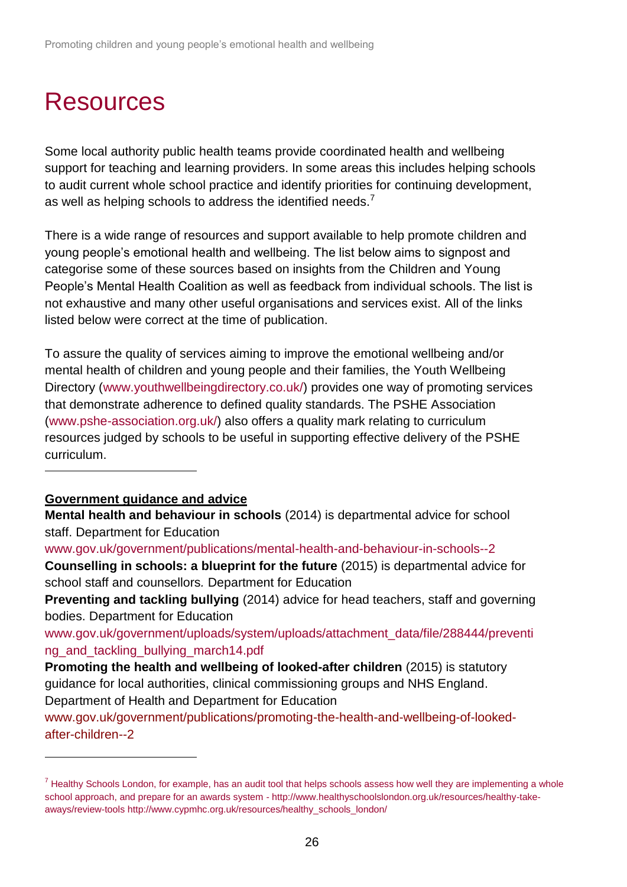# Resources

Some local authority public health teams provide coordinated health and wellbeing support for teaching and learning providers. In some areas this includes helping schools to audit current whole school practice and identify priorities for continuing development, as well as helping schools to address the identified needs.[7]

There is a wide range of resources and support available to help promote children and young people's emotional health and wellbeing. The list below aims to signpost and categorise some of these sources based on insights from the Children and Young People's Mental Health Coalition as well as feedback from individual schools. The list is not exhaustive and many other useful organisations and services exist. All of the links listed below were correct at the time of publication.

To assure the quality of services aiming to improve the emotional wellbeing and/or mental health of children and young people and their families, the Youth Wellbeing Directory (www.youthwellbeingdirectory.co.uk/) provides one way of promoting services that demonstrate adherence to defined quality standards. The PSHE Association (www.pshe-association.org.uk/) also offers a quality mark relating to curriculum resources judged by schools to be useful in supporting effective delivery of the PSHE curriculum.

**Government guidance and advice**

**Mental health and behaviour in schools** (2014) is departmental advice for school staff. Department for Education
www.gov.uk/government/publications/mental-health-and-behaviour-in-schools--2

**Counselling in schools: a blueprint for the future** (2015) is departmental advice for school staff and counsellors. Department for Education

**Preventing and tackling bullying** (2014) advice for head teachers, staff and governing bodies. Department for Education
www.gov.uk/government/uploads/system/uploads/attachment_data/file/288444/preventing_and_tackling_bullying_march14.pdf

**Promoting the health and wellbeing of looked-after children** (2015) is statutory guidance for local authorities, clinical commissioning groups and NHS England. Department of Health and Department for Education
www.gov.uk/government/publications/promoting-the-health-and-wellbeing-of-looked-after-children--2

---

[7] Healthy Schools London, for example, has an audit tool that helps schools assess how well they are implementing a whole school approach, and prepare for an awards system - http://www.healthyschoolslondon.org.uk/resources/healthy-take-aways/review-tools http://www.cypmhc.org.uk/resources/healthy_schools_london/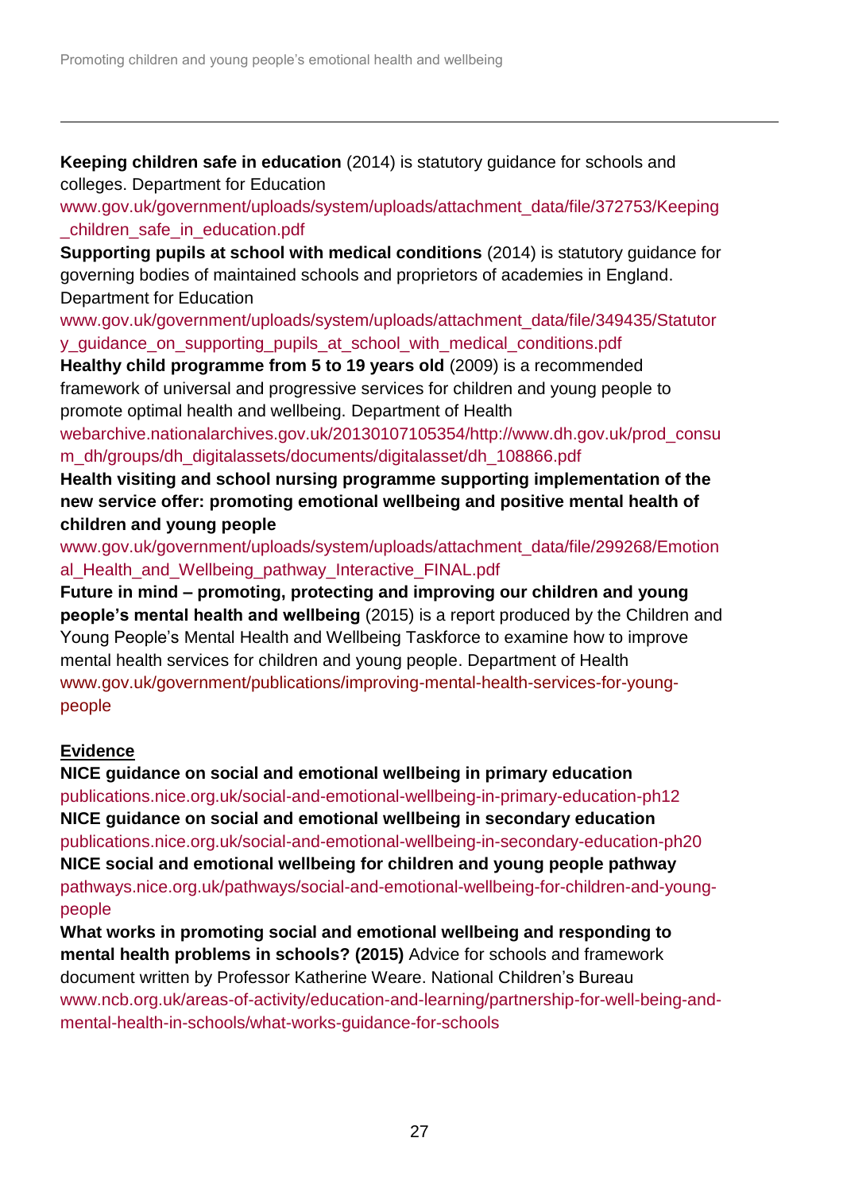**Keeping children safe in education** (2014) is statutory guidance for schools and colleges. Department for Education
www.gov.uk/government/uploads/system/uploads/attachment_data/file/372753/Keeping_children_safe_in_education.pdf

**Supporting pupils at school with medical conditions** (2014) is statutory guidance for governing bodies of maintained schools and proprietors of academies in England. Department for Education
www.gov.uk/government/uploads/system/uploads/attachment_data/file/349435/Statutory_guidance_on_supporting_pupils_at_school_with_medical_conditions.pdf

**Healthy child programme from 5 to 19 years old** (2009) is a recommended framework of universal and progressive services for children and young people to promote optimal health and wellbeing. Department of Health
webarchive.nationalarchives.gov.uk/20130107105354/http://www.dh.gov.uk/prod_consum_dh/groups/dh_digitalassets/documents/digitalasset/dh_108866.pdf

**Health visiting and school nursing programme supporting implementation of the new service offer: promoting emotional wellbeing and positive mental health of children and young people**
www.gov.uk/government/uploads/system/uploads/attachment_data/file/299268/Emotional_Health_and_Wellbeing_pathway_Interactive_FINAL.pdf

**Future in mind – promoting, protecting and improving our children and young people's mental health and wellbeing** (2015) is a report produced by the Children and Young People's Mental Health and Wellbeing Taskforce to examine how to improve mental health services for children and young people. Department of Health
www.gov.uk/government/publications/improving-mental-health-services-for-young-people

<u>**Evidence**</u>

**NICE guidance on social and emotional wellbeing in primary education**
publications.nice.org.uk/social-and-emotional-wellbeing-in-primary-education-ph12

**NICE guidance on social and emotional wellbeing in secondary education**
publications.nice.org.uk/social-and-emotional-wellbeing-in-secondary-education-ph20

**NICE social and emotional wellbeing for children and young people pathway**
pathways.nice.org.uk/pathways/social-and-emotional-wellbeing-for-children-and-young-people

**What works in promoting social and emotional wellbeing and responding to mental health problems in schools? (2015)** Advice for schools and framework document written by Professor Katherine Weare. National Children's Bureau
www.ncb.org.uk/areas-of-activity/education-and-learning/partnership-for-well-being-and-mental-health-in-schools/what-works-guidance-for-schools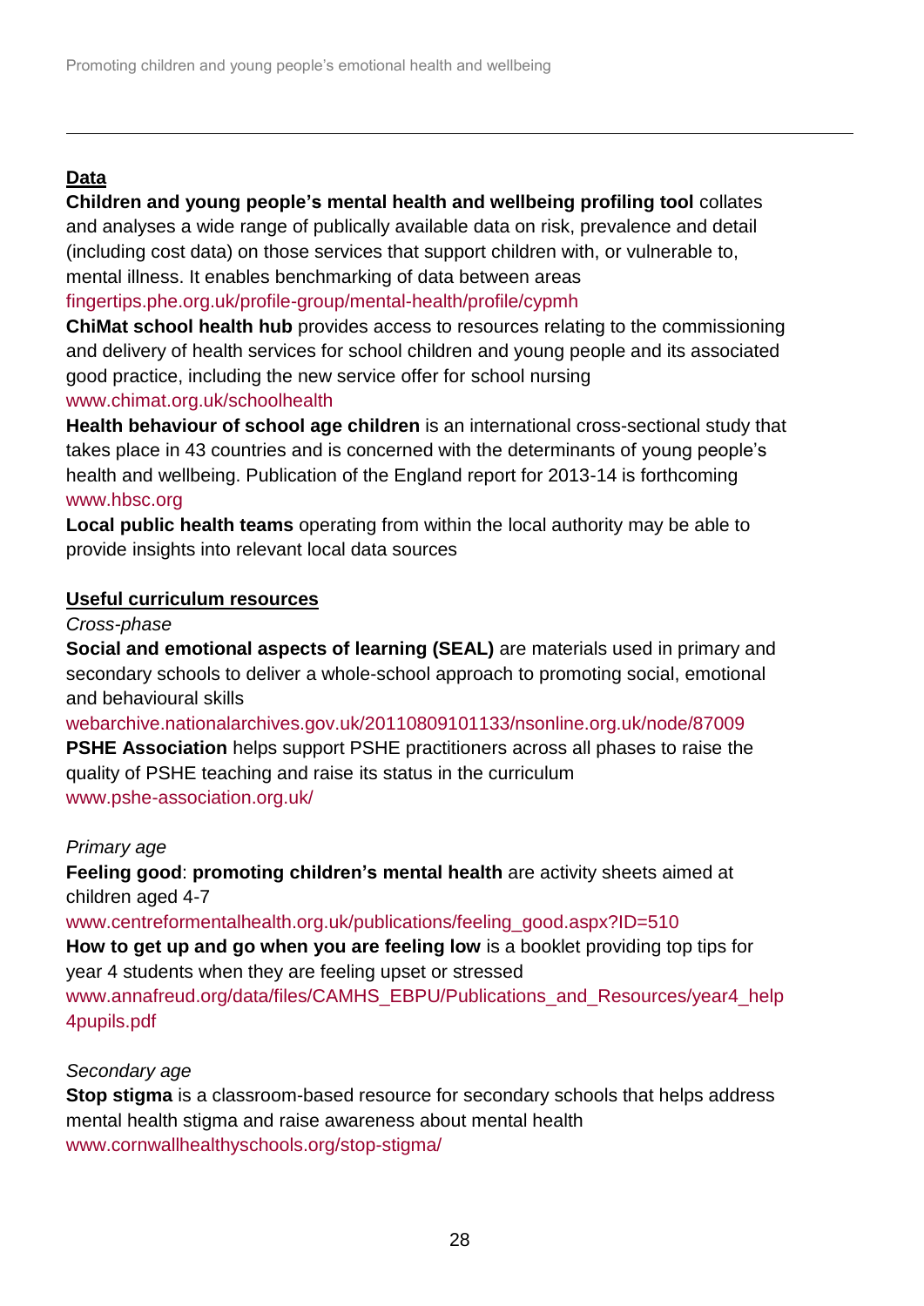**Data**

**Children and young people's mental health and wellbeing profiling tool** collates and analyses a wide range of publically available data on risk, prevalence and detail (including cost data) on those services that support children with, or vulnerable to, mental illness. It enables benchmarking of data between areas
fingertips.phe.org.uk/profile-group/mental-health/profile/cypmh

**ChiMat school health hub** provides access to resources relating to the commissioning and delivery of health services for school children and young people and its associated good practice, including the new service offer for school nursing
www.chimat.org.uk/schoolhealth

**Health behaviour of school age children** is an international cross-sectional study that takes place in 43 countries and is concerned with the determinants of young people's health and wellbeing. Publication of the England report for 2013-14 is forthcoming
www.hbsc.org

**Local public health teams** operating from within the local authority may be able to provide insights into relevant local data sources

**Useful curriculum resources**

*Cross-phase*

**Social and emotional aspects of learning (SEAL)** are materials used in primary and secondary schools to deliver a whole-school approach to promoting social, emotional and behavioural skills
webarchive.nationalarchives.gov.uk/20110809101133/nsonline.org.uk/node/87009

**PSHE Association** helps support PSHE practitioners across all phases to raise the quality of PSHE teaching and raise its status in the curriculum
www.pshe-association.org.uk/

*Primary age*

**Feeling good**: **promoting children's mental health** are activity sheets aimed at children aged 4-7
www.centreformentalhealth.org.uk/publications/feeling_good.aspx?ID=510

**How to get up and go when you are feeling low** is a booklet providing top tips for year 4 students when they are feeling upset or stressed
www.annafreud.org/data/files/CAMHS_EBPU/Publications_and_Resources/year4_help4pupils.pdf

*Secondary age*

**Stop stigma** is a classroom-based resource for secondary schools that helps address mental health stigma and raise awareness about mental health
www.cornwallhealthyschools.org/stop-stigma/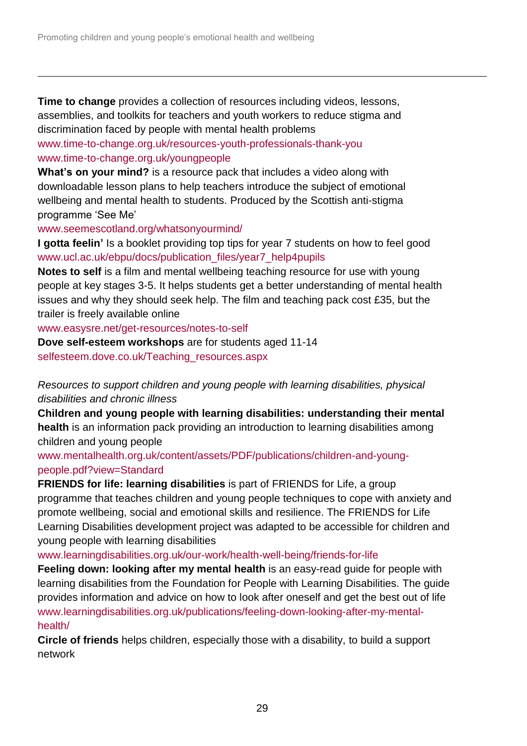**Time to change** provides a collection of resources including videos, lessons, assemblies, and toolkits for teachers and youth workers to reduce stigma and discrimination faced by people with mental health problems
www.time-to-change.org.uk/resources-youth-professionals-thank-you
www.time-to-change.org.uk/youngpeople

**What's on your mind?** is a resource pack that includes a video along with downloadable lesson plans to help teachers introduce the subject of emotional wellbeing and mental health to students. Produced by the Scottish anti-stigma programme 'See Me'
www.seemescotland.org/whatsonyourmind/

**I gotta feelin'** Is a booklet providing top tips for year 7 students on how to feel good
www.ucl.ac.uk/ebpu/docs/publication_files/year7_help4pupils

**Notes to self** is a film and mental wellbeing teaching resource for use with young people at key stages 3-5. It helps students get a better understanding of mental health issues and why they should seek help. The film and teaching pack cost £35, but the trailer is freely available online
www.easysre.net/get-resources/notes-to-self

**Dove self-esteem workshops** are for students aged 11-14
selfesteem.dove.co.uk/Teaching_resources.aspx

*Resources to support children and young people with learning disabilities, physical disabilities and chronic illness*

**Children and young people with learning disabilities: understanding their mental health** is an information pack providing an introduction to learning disabilities among children and young people
www.mentalhealth.org.uk/content/assets/PDF/publications/children-and-young-people.pdf?view=Standard

**FRIENDS for life: learning disabilities** is part of FRIENDS for Life, a group programme that teaches children and young people techniques to cope with anxiety and promote wellbeing, social and emotional skills and resilience. The FRIENDS for Life Learning Disabilities development project was adapted to be accessible for children and young people with learning disabilities
www.learningdisabilities.org.uk/our-work/health-well-being/friends-for-life

**Feeling down: looking after my mental health** is an easy-read guide for people with learning disabilities from the Foundation for People with Learning Disabilities. The guide provides information and advice on how to look after oneself and get the best out of life
www.learningdisabilities.org.uk/publications/feeling-down-looking-after-my-mental-health/

**Circle of friends** helps children, especially those with a disability, to build a support network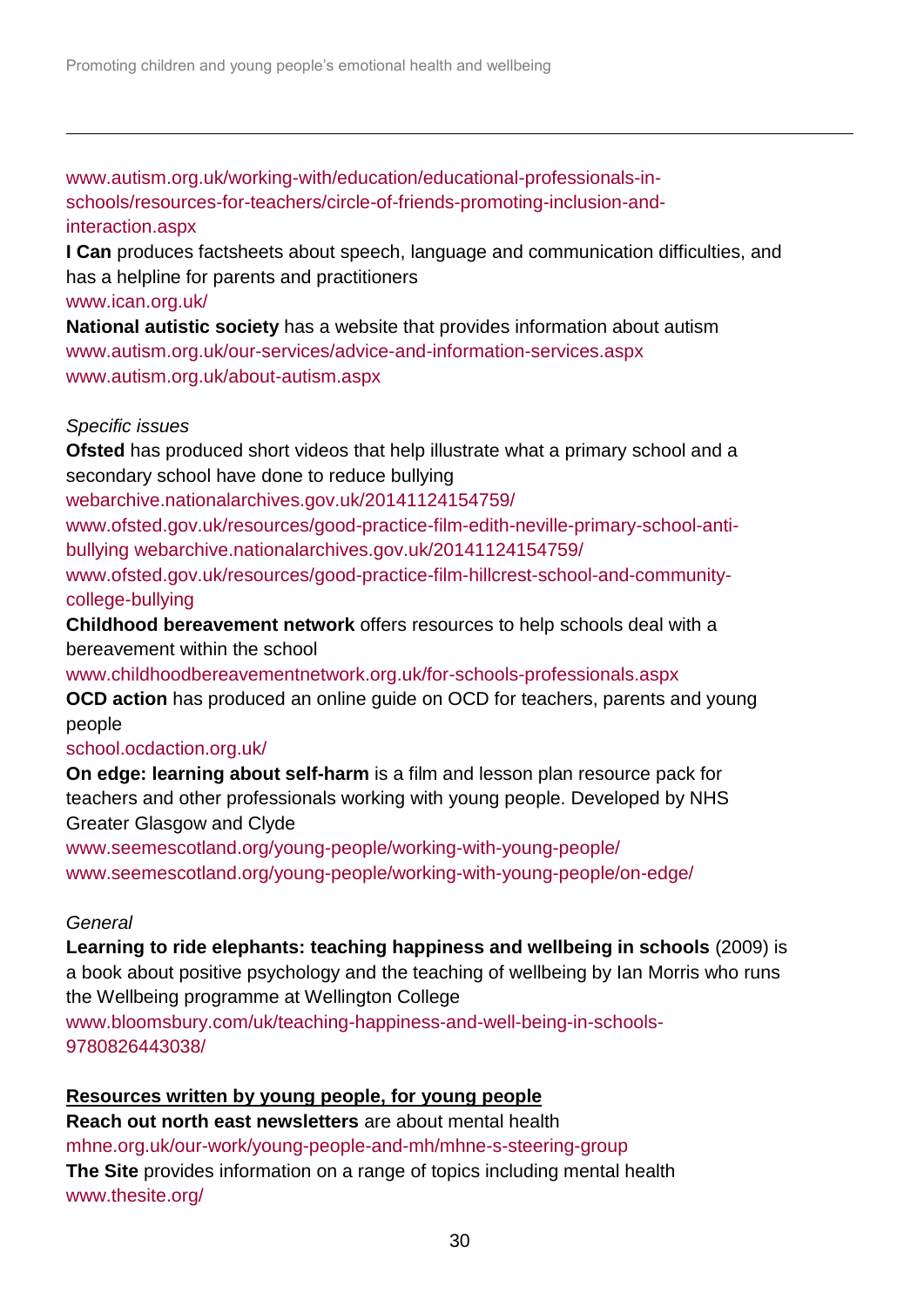www.autism.org.uk/working-with/education/educational-professionals-in-schools/resources-for-teachers/circle-of-friends-promoting-inclusion-and-interaction.aspx

**I Can** produces factsheets about speech, language and communication difficulties, and has a helpline for parents and practitioners
www.ican.org.uk/

**National autistic society** has a website that provides information about autism
www.autism.org.uk/our-services/advice-and-information-services.aspx
www.autism.org.uk/about-autism.aspx

*Specific issues*

**Ofsted** has produced short videos that help illustrate what a primary school and a secondary school have done to reduce bullying
webarchive.nationalarchives.gov.uk/20141124154759/
www.ofsted.gov.uk/resources/good-practice-film-edith-neville-primary-school-anti-bullying webarchive.nationalarchives.gov.uk/20141124154759/
www.ofsted.gov.uk/resources/good-practice-film-hillcrest-school-and-community-college-bullying

**Childhood bereavement network** offers resources to help schools deal with a bereavement within the school
www.childhoodbereavementnetwork.org.uk/for-schools-professionals.aspx

**OCD action** has produced an online guide on OCD for teachers, parents and young people
school.ocdaction.org.uk/

**On edge: learning about self-harm** is a film and lesson plan resource pack for teachers and other professionals working with young people. Developed by NHS Greater Glasgow and Clyde
www.seemescotland.org/young-people/working-with-young-people/
www.seemescotland.org/young-people/working-with-young-people/on-edge/

*General*

**Learning to ride elephants: teaching happiness and wellbeing in schools** (2009) is a book about positive psychology and the teaching of wellbeing by Ian Morris who runs the Wellbeing programme at Wellington College
www.bloomsbury.com/uk/teaching-happiness-and-well-being-in-schools-9780826443038/

**Resources written by young people, for young people**

**Reach out north east newsletters** are about mental health
mhne.org.uk/our-work/young-people-and-mh/mhne-s-steering-group

**The Site** provides information on a range of topics including mental health
www.thesite.org/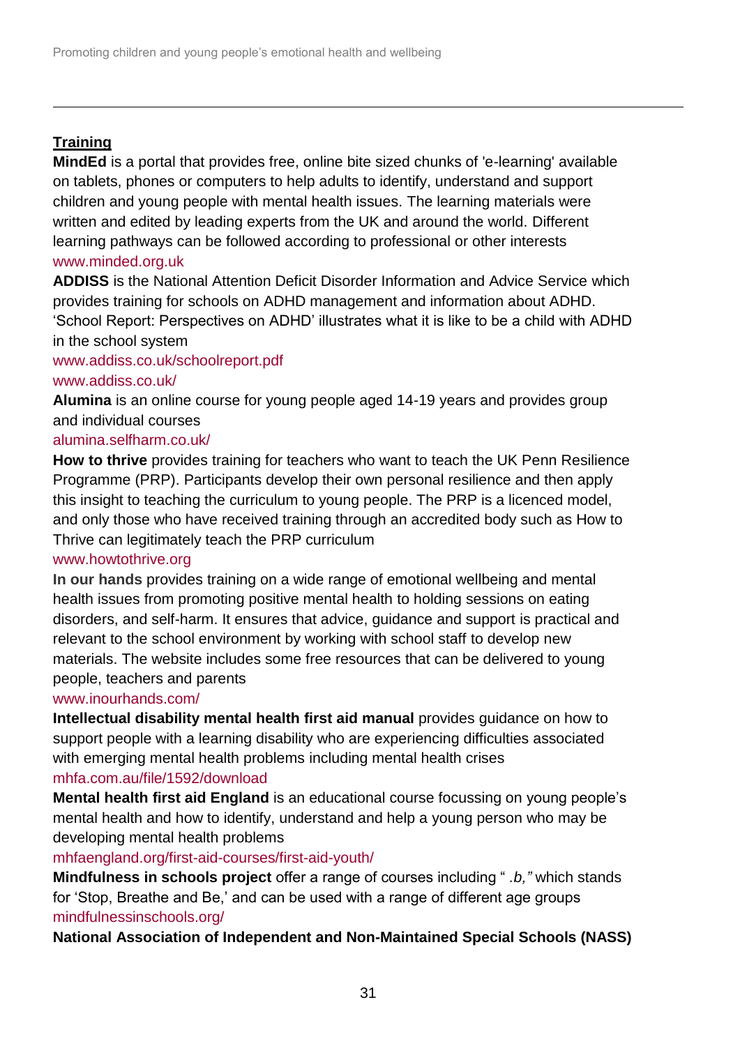**Training**

**MindEd** is a portal that provides free, online bite sized chunks of 'e-learning' available on tablets, phones or computers to help adults to identify, understand and support children and young people with mental health issues. The learning materials were written and edited by leading experts from the UK and around the world. Different learning pathways can be followed according to professional or other interests
www.minded.org.uk

**ADDISS** is the National Attention Deficit Disorder Information and Advice Service which provides training for schools on ADHD management and information about ADHD. 'School Report: Perspectives on ADHD' illustrates what it is like to be a child with ADHD in the school system
www.addiss.co.uk/schoolreport.pdf
www.addiss.co.uk/

**Alumina** is an online course for young people aged 14-19 years and provides group and individual courses
alumina.selfharm.co.uk/

**How to thrive** provides training for teachers who want to teach the UK Penn Resilience Programme (PRP). Participants develop their own personal resilience and then apply this insight to teaching the curriculum to young people. The PRP is a licenced model, and only those who have received training through an accredited body such as How to Thrive can legitimately teach the PRP curriculum
www.howtothrive.org

**In our hands** provides training on a wide range of emotional wellbeing and mental health issues from promoting positive mental health to holding sessions on eating disorders, and self-harm. It ensures that advice, guidance and support is practical and relevant to the school environment by working with school staff to develop new materials. The website includes some free resources that can be delivered to young people, teachers and parents
www.inourhands.com/

**Intellectual disability mental health first aid manual** provides guidance on how to support people with a learning disability who are experiencing difficulties associated with emerging mental health problems including mental health crises
mhfa.com.au/file/1592/download

**Mental health first aid England** is an educational course focussing on young people's mental health and how to identify, understand and help a young person who may be developing mental health problems
mhfaengland.org/first-aid-courses/first-aid-youth/

**Mindfulness in schools project** offer a range of courses including " *.b,"* which stands for 'Stop, Breathe and Be,' and can be used with a range of different age groups
mindfulnessinschools.org/

**National Association of Independent and Non-Maintained Special Schools (NASS)**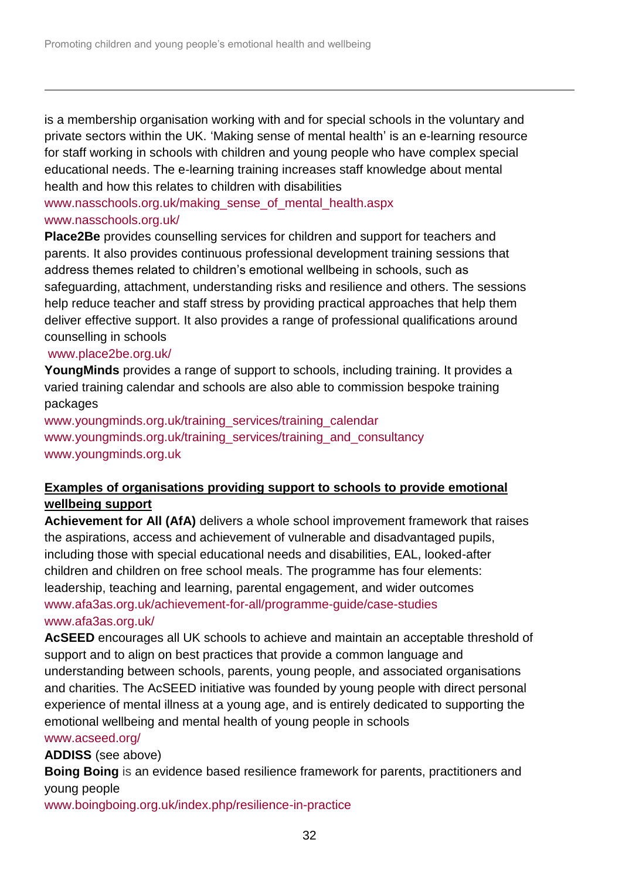is a membership organisation working with and for special schools in the voluntary and private sectors within the UK. 'Making sense of mental health' is an e-learning resource for staff working in schools with children and young people who have complex special educational needs. The e-learning training increases staff knowledge about mental health and how this relates to children with disabilities
www.nasschools.org.uk/making_sense_of_mental_health.aspx
www.nasschools.org.uk/

**Place2Be** provides counselling services for children and support for teachers and parents. It also provides continuous professional development training sessions that address themes related to children's emotional wellbeing in schools, such as safeguarding, attachment, understanding risks and resilience and others. The sessions help reduce teacher and staff stress by providing practical approaches that help them deliver effective support. It also provides a range of professional qualifications around counselling in schools
www.place2be.org.uk/

**YoungMinds** provides a range of support to schools, including training. It provides a varied training calendar and schools are also able to commission bespoke training packages
www.youngminds.org.uk/training_services/training_calendar
www.youngminds.org.uk/training_services/training_and_consultancy
www.youngminds.org.uk

**<u>Examples of organisations providing support to schools to provide emotional wellbeing support</u>**

**Achievement for All (AfA)** delivers a whole school improvement framework that raises the aspirations, access and achievement of vulnerable and disadvantaged pupils, including those with special educational needs and disabilities, EAL, looked-after children and children on free school meals. The programme has four elements: leadership, teaching and learning, parental engagement, and wider outcomes
www.afa3as.org.uk/achievement-for-all/programme-guide/case-studies
www.afa3as.org.uk/

**AcSEED** encourages all UK schools to achieve and maintain an acceptable threshold of support and to align on best practices that provide a common language and understanding between schools, parents, young people, and associated organisations and charities. The AcSEED initiative was founded by young people with direct personal experience of mental illness at a young age, and is entirely dedicated to supporting the emotional wellbeing and mental health of young people in schools
www.acseed.org/

**ADDISS** (see above)

**Boing Boing** is an evidence based resilience framework for parents, practitioners and young people
www.boingboing.org.uk/index.php/resilience-in-practice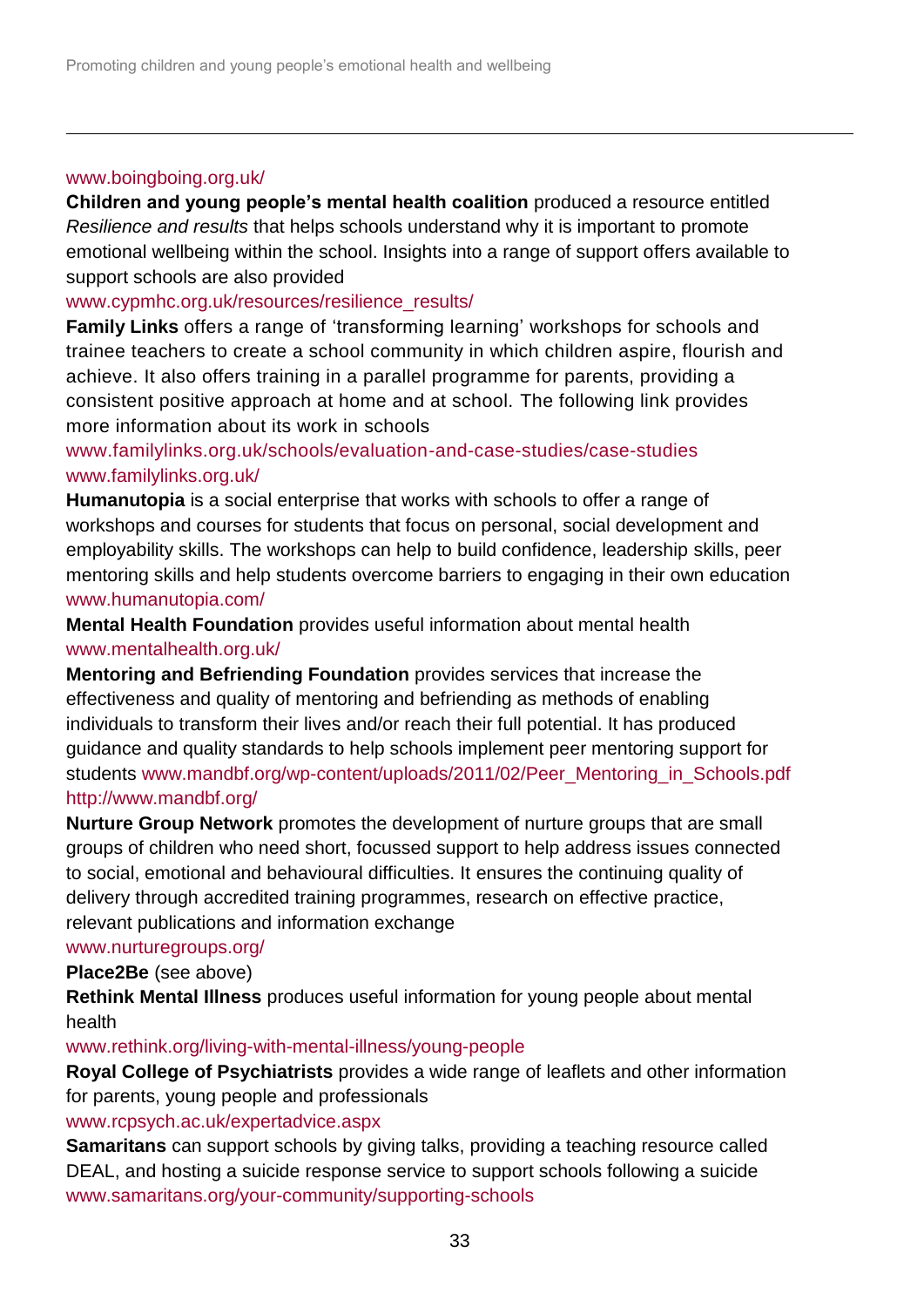www.boingboing.org.uk/

**Children and young people's mental health coalition** produced a resource entitled *Resilience and results* that helps schools understand why it is important to promote emotional wellbeing within the school. Insights into a range of support offers available to support schools are also provided
www.cypmhc.org.uk/resources/resilience_results/

**Family Links** offers a range of 'transforming learning' workshops for schools and trainee teachers to create a school community in which children aspire, flourish and achieve. It also offers training in a parallel programme for parents, providing a consistent positive approach at home and at school. The following link provides more information about its work in schools
www.familylinks.org.uk/schools/evaluation-and-case-studies/case-studies
www.familylinks.org.uk/

**Humanutopia** is a social enterprise that works with schools to offer a range of workshops and courses for students that focus on personal, social development and employability skills. The workshops can help to build confidence, leadership skills, peer mentoring skills and help students overcome barriers to engaging in their own education
www.humanutopia.com/

**Mental Health Foundation** provides useful information about mental health
www.mentalhealth.org.uk/

**Mentoring and Befriending Foundation** provides services that increase the effectiveness and quality of mentoring and befriending as methods of enabling individuals to transform their lives and/or reach their full potential. It has produced guidance and quality standards to help schools implement peer mentoring support for students www.mandbf.org/wp-content/uploads/2011/02/Peer_Mentoring_in_Schools.pdf
http://www.mandbf.org/

**Nurture Group Network** promotes the development of nurture groups that are small groups of children who need short, focussed support to help address issues connected to social, emotional and behavioural difficulties. It ensures the continuing quality of delivery through accredited training programmes, research on effective practice, relevant publications and information exchange
www.nurturegroups.org/

**Place2Be** (see above)

**Rethink Mental Illness** produces useful information for young people about mental health
www.rethink.org/living-with-mental-illness/young-people

**Royal College of Psychiatrists** provides a wide range of leaflets and other information for parents, young people and professionals
www.rcpsych.ac.uk/expertadvice.aspx

**Samaritans** can support schools by giving talks, providing a teaching resource called DEAL, and hosting a suicide response service to support schools following a suicide
www.samaritans.org/your-community/supporting-schools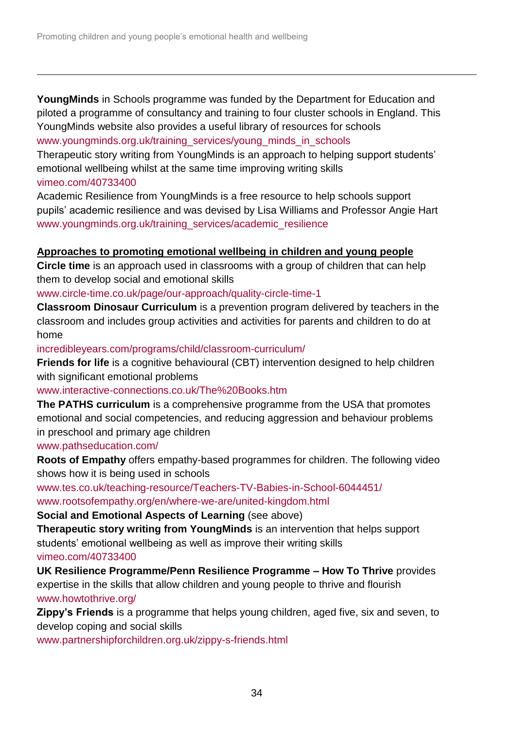**YoungMinds** in Schools programme was funded by the Department for Education and piloted a programme of consultancy and training to four cluster schools in England. This YoungMinds website also provides a useful library of resources for schools
www.youngminds.org.uk/training_services/young_minds_in_schools
Therapeutic story writing from YoungMinds is an approach to helping support students' emotional wellbeing whilst at the same time improving writing skills
vimeo.com/40733400
Academic Resilience from YoungMinds is a free resource to help schools support pupils' academic resilience and was devised by Lisa Williams and Professor Angie Hart
www.youngminds.org.uk/training_services/academic_resilience

**<u>Approaches to promoting emotional wellbeing in children and young people</u>**

**Circle time** is an approach used in classrooms with a group of children that can help them to develop social and emotional skills
www.circle-time.co.uk/page/our-approach/quality-circle-time-1

**Classroom Dinosaur Curriculum** is a prevention program delivered by teachers in the classroom and includes group activities and activities for parents and children to do at home
incredibleyears.com/programs/child/classroom-curriculum/

**Friends for life** is a cognitive behavioural (CBT) intervention designed to help children with significant emotional problems
www.interactive-connections.co.uk/The%20Books.htm

**The PATHS curriculum** is a comprehensive programme from the USA that promotes emotional and social competencies, and reducing aggression and behaviour problems in preschool and primary age children
www.pathseducation.com/

**Roots of Empathy** offers empathy-based programmes for children. The following video shows how it is being used in schools
www.tes.co.uk/teaching-resource/Teachers-TV-Babies-in-School-6044451/
www.rootsofempathy.org/en/where-we-are/united-kingdom.html

**Social and Emotional Aspects of Learning** (see above)

**Therapeutic story writing from YoungMinds** is an intervention that helps support students' emotional wellbeing as well as improve their writing skills
vimeo.com/40733400

**UK Resilience Programme/Penn Resilience Programme – How To Thrive** provides expertise in the skills that allow children and young people to thrive and flourish
www.howtothrive.org/

**Zippy's Friends** is a programme that helps young children, aged five, six and seven, to develop coping and social skills
www.partnershipforchildren.org.uk/zippy-s-friends.html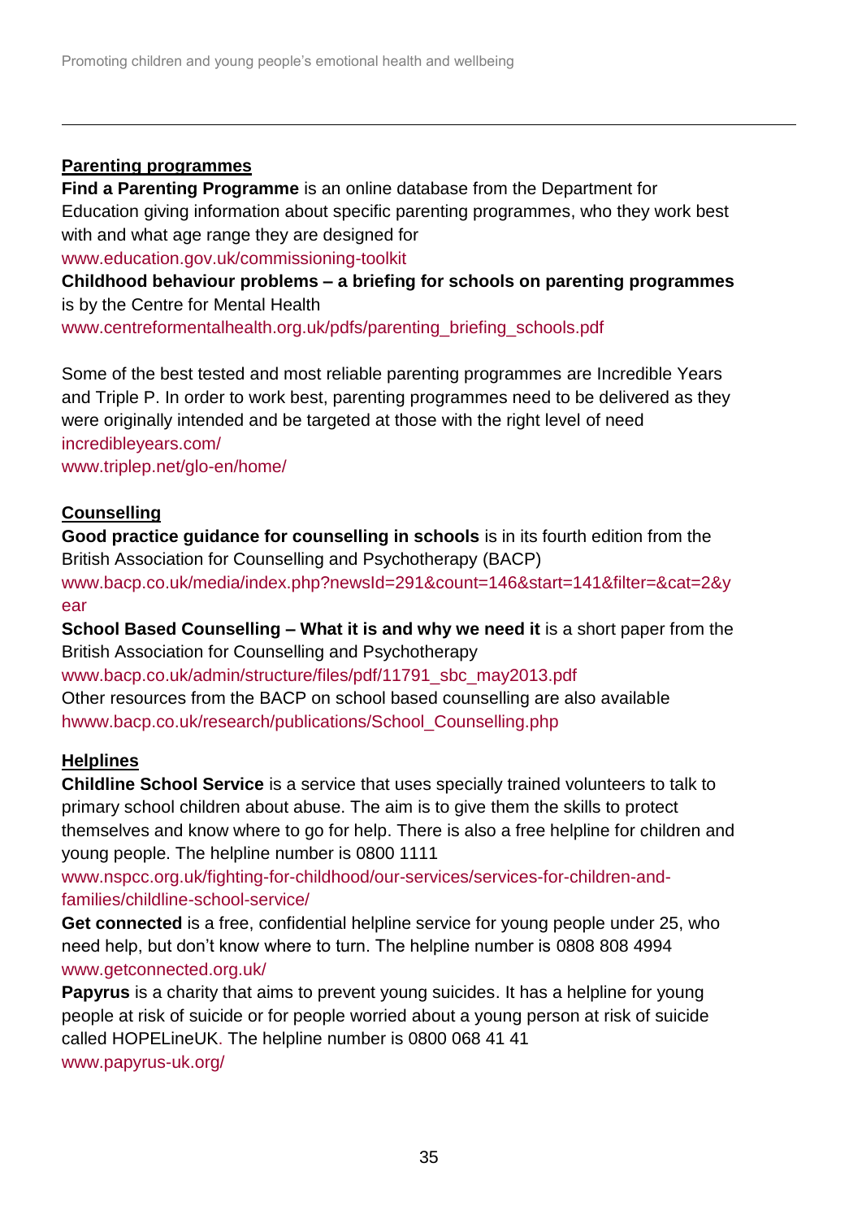**Parenting programmes**

**Find a Parenting Programme** is an online database from the Department for Education giving information about specific parenting programmes, who they work best with and what age range they are designed for
www.education.gov.uk/commissioning-toolkit

**Childhood behaviour problems – a briefing for schools on parenting programmes** is by the Centre for Mental Health
www.centreformentalhealth.org.uk/pdfs/parenting_briefing_schools.pdf

Some of the best tested and most reliable parenting programmes are Incredible Years and Triple P. In order to work best, parenting programmes need to be delivered as they were originally intended and be targeted at those with the right level of need
incredibleyears.com/
www.triplep.net/glo-en/home/

**Counselling**

**Good practice guidance for counselling in schools** is in its fourth edition from the British Association for Counselling and Psychotherapy (BACP)
www.bacp.co.uk/media/index.php?newsId=291&count=146&start=141&filter=&cat=2&year

**School Based Counselling – What it is and why we need it** is a short paper from the British Association for Counselling and Psychotherapy
www.bacp.co.uk/admin/structure/files/pdf/11791_sbc_may2013.pdf

Other resources from the BACP on school based counselling are also available
hwww.bacp.co.uk/research/publications/School_Counselling.php

**Helplines**

**Childline School Service** is a service that uses specially trained volunteers to talk to primary school children about abuse. The aim is to give them the skills to protect themselves and know where to go for help. There is also a free helpline for children and young people. The helpline number is 0800 1111
www.nspcc.org.uk/fighting-for-childhood/our-services/services-for-children-and-families/childline-school-service/

**Get connected** is a free, confidential helpline service for young people under 25, who need help, but don't know where to turn. The helpline number is 0808 808 4994
www.getconnected.org.uk/

**Papyrus** is a charity that aims to prevent young suicides. It has a helpline for young people at risk of suicide or for people worried about a young person at risk of suicide called HOPELineUK. The helpline number is 0800 068 41 41
www.papyrus-uk.org/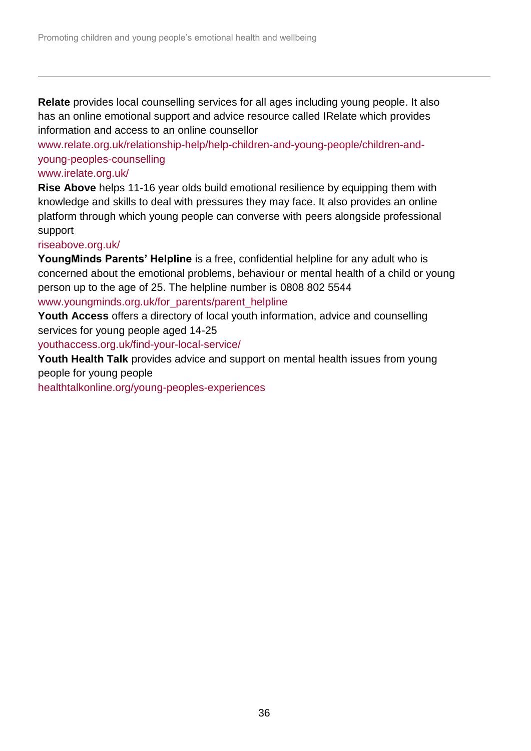**Relate** provides local counselling services for all ages including young people. It also has an online emotional support and advice resource called IRelate which provides information and access to an online counsellor

www.relate.org.uk/relationship-help/help-children-and-young-people/children-and-young-peoples-counselling

www.irelate.org.uk/

**Rise Above** helps 11-16 year olds build emotional resilience by equipping them with knowledge and skills to deal with pressures they may face. It also provides an online platform through which young people can converse with peers alongside professional support

riseabove.org.uk/

**YoungMinds Parents' Helpline** is a free, confidential helpline for any adult who is concerned about the emotional problems, behaviour or mental health of a child or young person up to the age of 25. The helpline number is 0808 802 5544

www.youngminds.org.uk/for_parents/parent_helpline

**Youth Access** offers a directory of local youth information, advice and counselling services for young people aged 14-25

youthaccess.org.uk/find-your-local-service/

**Youth Health Talk** provides advice and support on mental health issues from young people for young people

healthtalkonline.org/young-peoples-experiences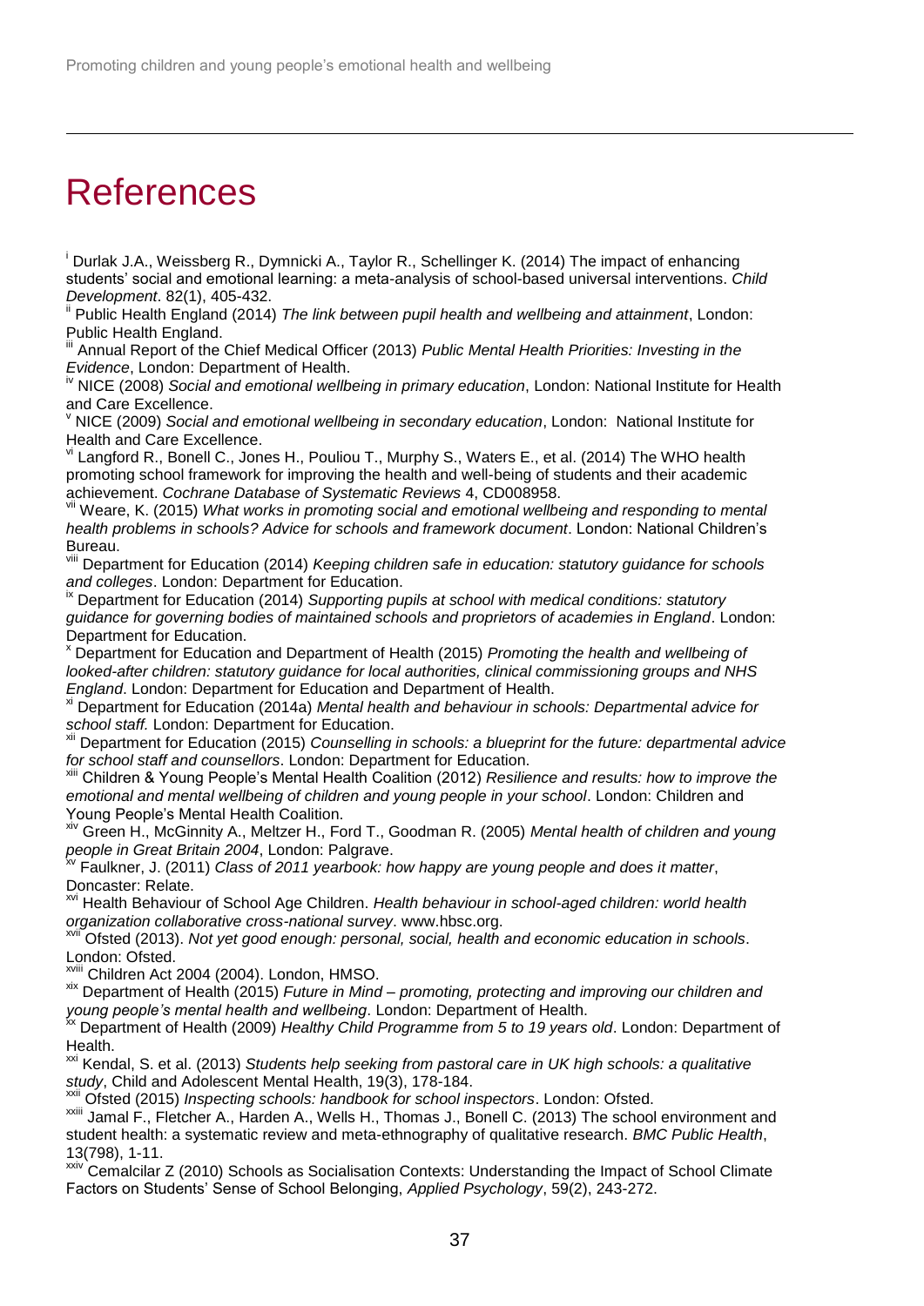# References

[i] Durlak J.A., Weissberg R., Dymnicki A., Taylor R., Schellinger K. (2014) The impact of enhancing students' social and emotional learning: a meta-analysis of school-based universal interventions. *Child Development*. 82(1), 405-432.

[ii] Public Health England (2014) *The link between pupil health and wellbeing and attainment*, London: Public Health England.

[iii] Annual Report of the Chief Medical Officer (2013) *Public Mental Health Priorities: Investing in the Evidence*, London: Department of Health.

[iv] NICE (2008) *Social and emotional wellbeing in primary education*, London: National Institute for Health and Care Excellence.

[v] NICE (2009) *Social and emotional wellbeing in secondary education*, London: National Institute for Health and Care Excellence.

[vi] Langford R., Bonell C., Jones H., Pouliou T., Murphy S., Waters E., et al. (2014) The WHO health promoting school framework for improving the health and well-being of students and their academic achievement. *Cochrane Database of Systematic Reviews* 4, CD008958.

[vii] Weare, K. (2015) *What works in promoting social and emotional wellbeing and responding to mental health problems in schools? Advice for schools and framework document*. London: National Children's Bureau.

[viii] Department for Education (2014) *Keeping children safe in education: statutory guidance for schools and colleges*. London: Department for Education.

[ix] Department for Education (2014) *Supporting pupils at school with medical conditions: statutory guidance for governing bodies of maintained schools and proprietors of academies in England*. London: Department for Education.

[x] Department for Education and Department of Health (2015) *Promoting the health and wellbeing of looked-after children: statutory guidance for local authorities, clinical commissioning groups and NHS England*. London: Department for Education and Department of Health.

[xi] Department for Education (2014a) *Mental health and behaviour in schools: Departmental advice for school staff.* London: Department for Education.

[xii] Department for Education (2015) *Counselling in schools: a blueprint for the future: departmental advice for school staff and counsellors*. London: Department for Education.

[xiii] Children & Young People's Mental Health Coalition (2012) *Resilience and results: how to improve the emotional and mental wellbeing of children and young people in your school*. London: Children and Young People's Mental Health Coalition.

[xiv] Green H., McGinnity A., Meltzer H., Ford T., Goodman R. (2005) *Mental health of children and young people in Great Britain 2004*, London: Palgrave.

[xv] Faulkner, J. (2011) *Class of 2011 yearbook: how happy are young people and does it matter*, Doncaster: Relate.

[xvi] Health Behaviour of School Age Children. *Health behaviour in school-aged children: world health organization collaborative cross-national survey*. www.hbsc.org.

[xvii] Ofsted (2013). *Not yet good enough: personal, social, health and economic education in schools*. London: Ofsted.

[xviii] Children Act 2004 (2004). London, HMSO.

[xix] Department of Health (2015) *Future in Mind – promoting, protecting and improving our children and young people's mental health and wellbeing*. London: Department of Health.

[xx] Department of Health (2009) *Healthy Child Programme from 5 to 19 years old*. London: Department of Health.

[xxi] Kendal, S. et al. (2013) *Students help seeking from pastoral care in UK high schools: a qualitative study*, Child and Adolescent Mental Health, 19(3), 178-184.

[xxii] Ofsted (2015) *Inspecting schools: handbook for school inspectors*. London: Ofsted.

[xxiii] Jamal F., Fletcher A., Harden A., Wells H., Thomas J., Bonell C. (2013) The school environment and student health: a systematic review and meta-ethnography of qualitative research. *BMC Public Health*, 13(798), 1-11.

[xxiv] Cemalcilar Z (2010) Schools as Socialisation Contexts: Understanding the Impact of School Climate Factors on Students' Sense of School Belonging, *Applied Psychology*, 59(2), 243-272.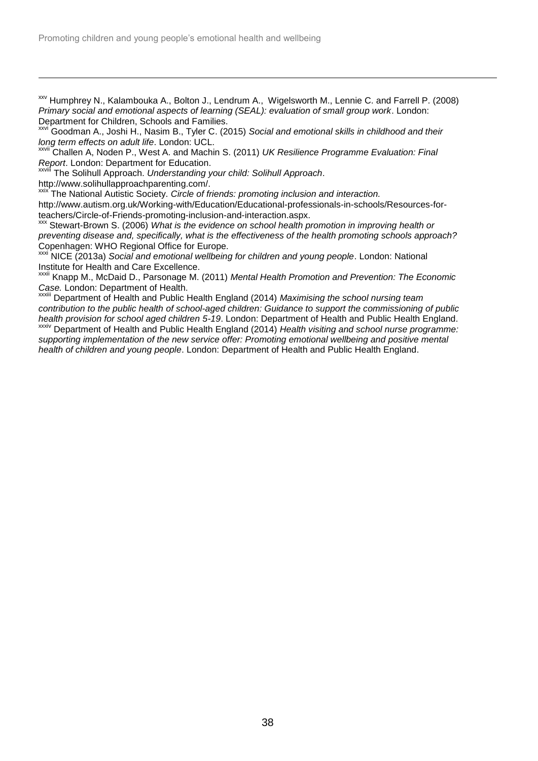[xxv] Humphrey N., Kalambouka A., Bolton J., Lendrum A., Wigelsworth M., Lennie C. and Farrell P. (2008) *Primary social and emotional aspects of learning (SEAL): evaluation of small group work*. London: Department for Children, Schools and Families.

[xxvi] Goodman A., Joshi H., Nasim B., Tyler C. (2015) *Social and emotional skills in childhood and their long term effects on adult life*. London: UCL.

[xxvii] Challen A, Noden P., West A. and Machin S. (2011) *UK Resilience Programme Evaluation: Final Report*. London: Department for Education.

[xxviii] The Solihull Approach. *Understanding your child: Solihull Approach*. http://www.solihullapproachparenting.com/.

[xxix] The National Autistic Society. *Circle of friends: promoting inclusion and interaction.* http://www.autism.org.uk/Working-with/Education/Educational-professionals-in-schools/Resources-for-teachers/Circle-of-Friends-promoting-inclusion-and-interaction.aspx.

[xxx] Stewart-Brown S. (2006) *What is the evidence on school health promotion in improving health or preventing disease and, specifically, what is the effectiveness of the health promoting schools approach?* Copenhagen: WHO Regional Office for Europe.

[xxxi] NICE (2013a) *Social and emotional wellbeing for children and young people*. London: National Institute for Health and Care Excellence.

[xxxii] Knapp M., McDaid D., Parsonage M. (2011) *Mental Health Promotion and Prevention: The Economic Case.* London: Department of Health.

[xxxiii] Department of Health and Public Health England (2014) *Maximising the school nursing team contribution to the public health of school-aged children: Guidance to support the commissioning of public health provision for school aged children 5-19*. London: Department of Health and Public Health England.

[xxxiv] Department of Health and Public Health England (2014) *Health visiting and school nurse programme: supporting implementation of the new service offer: Promoting emotional wellbeing and positive mental health of children and young people*. London: Department of Health and Public Health England.